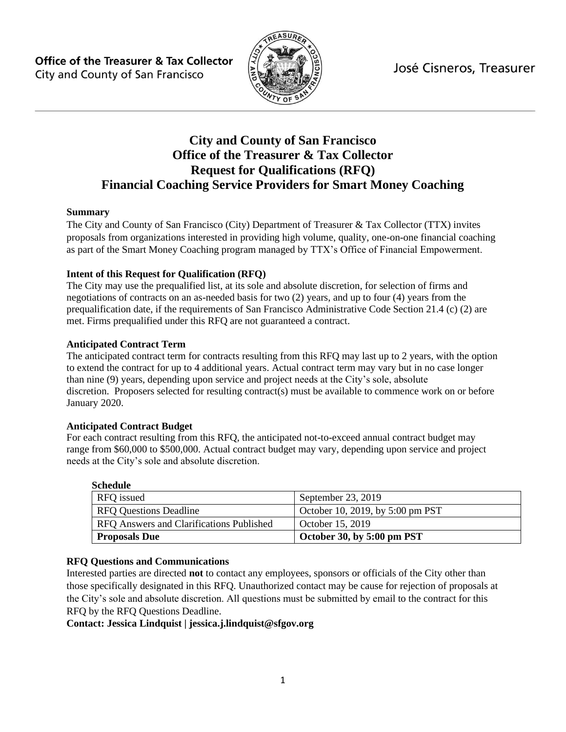Office of the Treasurer & Tax Collector
City and County of San Francisco

José Cisneros, Treasurer

# City and County of San Francisco
# Office of the Treasurer & Tax Collector
# Request for Qualifications (RFQ)
# Financial Coaching Service Providers for Smart Money Coaching

**Summary**

The City and County of San Francisco (City) Department of Treasurer & Tax Collector (TTX) invites proposals from organizations interested in providing high volume, quality, one-on-one financial coaching as part of the Smart Money Coaching program managed by TTX's Office of Financial Empowerment.

**Intent of this Request for Qualification (RFQ)**

The City may use the prequalified list, at its sole and absolute discretion, for selection of firms and negotiations of contracts on an as-needed basis for two (2) years, and up to four (4) years from the prequalification date, if the requirements of San Francisco Administrative Code Section 21.4 (c) (2) are met. Firms prequalified under this RFQ are not guaranteed a contract.

**Anticipated Contract Term**

The anticipated contract term for contracts resulting from this RFQ may last up to 2 years, with the option to extend the contract for up to 4 additional years. Actual contract term may vary but in no case longer than nine (9) years, depending upon service and project needs at the City's sole, absolute discretion. Proposers selected for resulting contract(s) must be available to commence work on or before January 2020.

**Anticipated Contract Budget**

For each contract resulting from this RFQ, the anticipated not-to-exceed annual contract budget may range from $60,000 to $500,000. Actual contract budget may vary, depending upon service and project needs at the City's sole and absolute discretion.

**Schedule**

| | |
|---|---|
| RFQ issued | September 23, 2019 |
| RFQ Questions Deadline | October 10, 2019, by 5:00 pm PST |
| RFQ Answers and Clarifications Published | October 15, 2019 |
| **Proposals Due** | **October 30, by 5:00 pm PST** |

**RFQ Questions and Communications**

Interested parties are directed **not** to contact any employees, sponsors or officials of the City other than those specifically designated in this RFQ. Unauthorized contact may be cause for rejection of proposals at the City's sole and absolute discretion. All questions must be submitted by email to the contract for this RFQ by the RFQ Questions Deadline.

**Contact: Jessica Lindquist | jessica.j.lindquist@sfgov.org**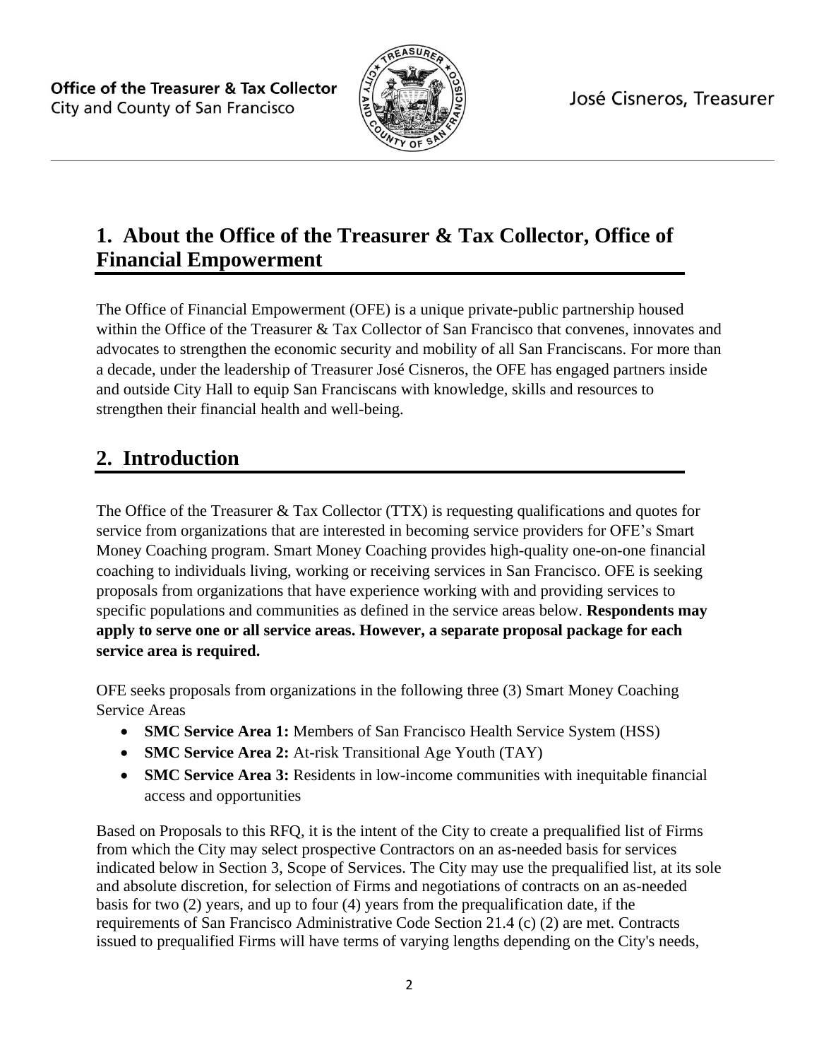## 1. About the Office of the Treasurer & Tax Collector, Office of Financial Empowerment

The Office of Financial Empowerment (OFE) is a unique private-public partnership housed within the Office of the Treasurer & Tax Collector of San Francisco that convenes, innovates and advocates to strengthen the economic security and mobility of all San Franciscans. For more than a decade, under the leadership of Treasurer José Cisneros, the OFE has engaged partners inside and outside City Hall to equip San Franciscans with knowledge, skills and resources to strengthen their financial health and well-being.

## 2. Introduction

The Office of the Treasurer & Tax Collector (TTX) is requesting qualifications and quotes for service from organizations that are interested in becoming service providers for OFE's Smart Money Coaching program. Smart Money Coaching provides high-quality one-on-one financial coaching to individuals living, working or receiving services in San Francisco. OFE is seeking proposals from organizations that have experience working with and providing services to specific populations and communities as defined in the service areas below. **Respondents may apply to serve one or all service areas. However, a separate proposal package for each service area is required.**

OFE seeks proposals from organizations in the following three (3) Smart Money Coaching Service Areas

- **SMC Service Area 1:** Members of San Francisco Health Service System (HSS)
- **SMC Service Area 2:** At-risk Transitional Age Youth (TAY)
- **SMC Service Area 3:** Residents in low-income communities with inequitable financial access and opportunities

Based on Proposals to this RFQ, it is the intent of the City to create a prequalified list of Firms from which the City may select prospective Contractors on an as-needed basis for services indicated below in Section 3, Scope of Services. The City may use the prequalified list, at its sole and absolute discretion, for selection of Firms and negotiations of contracts on an as-needed basis for two (2) years, and up to four (4) years from the prequalification date, if the requirements of San Francisco Administrative Code Section 21.4 (c) (2) are met. Contracts issued to prequalified Firms will have terms of varying lengths depending on the City's needs,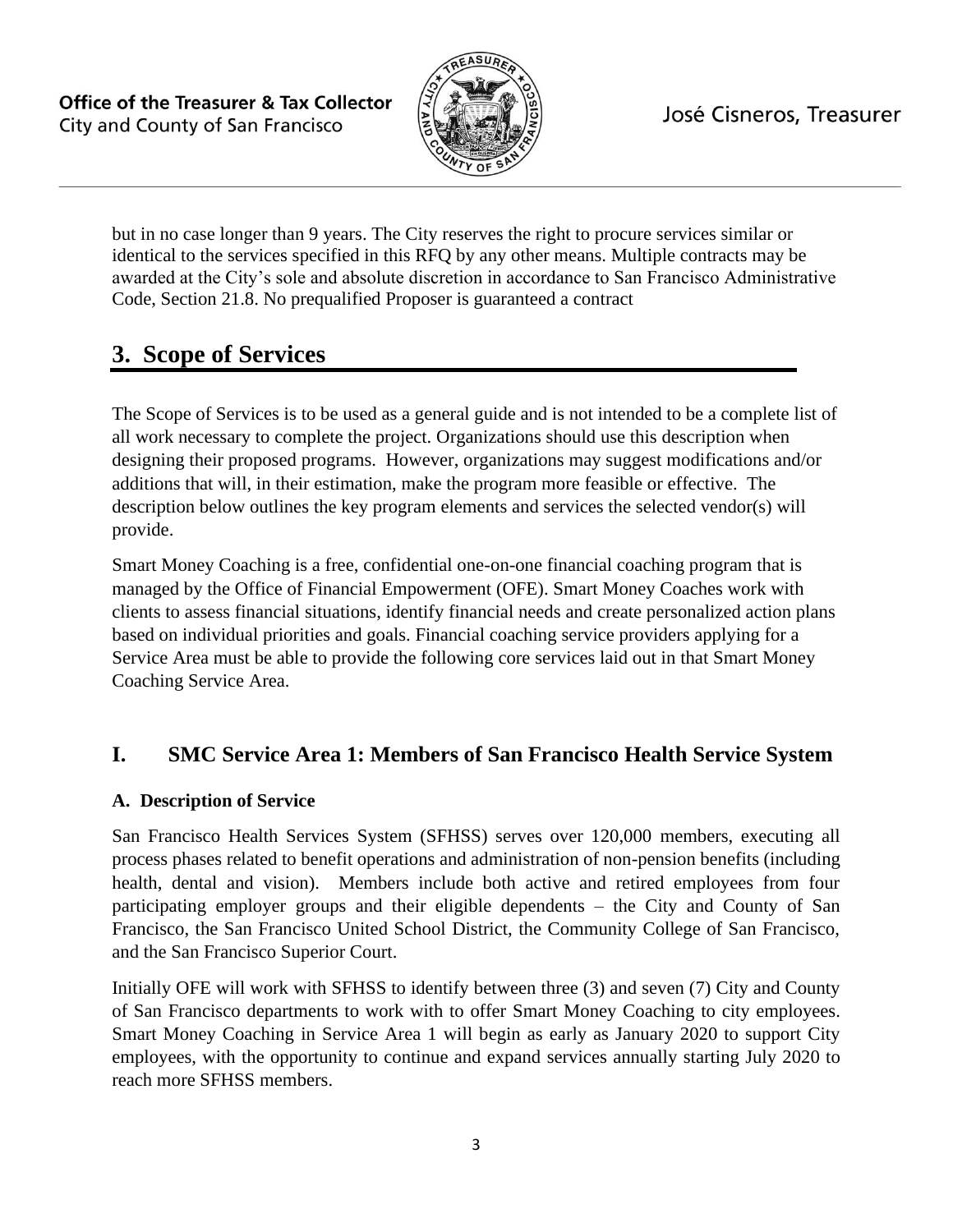but in no case longer than 9 years. The City reserves the right to procure services similar or identical to the services specified in this RFQ by any other means. Multiple contracts may be awarded at the City's sole and absolute discretion in accordance to San Francisco Administrative Code, Section 21.8. No prequalified Proposer is guaranteed a contract

# 3. Scope of Services

The Scope of Services is to be used as a general guide and is not intended to be a complete list of all work necessary to complete the project. Organizations should use this description when designing their proposed programs. However, organizations may suggest modifications and/or additions that will, in their estimation, make the program more feasible or effective. The description below outlines the key program elements and services the selected vendor(s) will provide.

Smart Money Coaching is a free, confidential one-on-one financial coaching program that is managed by the Office of Financial Empowerment (OFE). Smart Money Coaches work with clients to assess financial situations, identify financial needs and create personalized action plans based on individual priorities and goals. Financial coaching service providers applying for a Service Area must be able to provide the following core services laid out in that Smart Money Coaching Service Area.

## I. SMC Service Area 1: Members of San Francisco Health Service System

### A. Description of Service

San Francisco Health Services System (SFHSS) serves over 120,000 members, executing all process phases related to benefit operations and administration of non-pension benefits (including health, dental and vision). Members include both active and retired employees from four participating employer groups and their eligible dependents – the City and County of San Francisco, the San Francisco United School District, the Community College of San Francisco, and the San Francisco Superior Court.

Initially OFE will work with SFHSS to identify between three (3) and seven (7) City and County of San Francisco departments to work with to offer Smart Money Coaching to city employees. Smart Money Coaching in Service Area 1 will begin as early as January 2020 to support City employees, with the opportunity to continue and expand services annually starting July 2020 to reach more SFHSS members.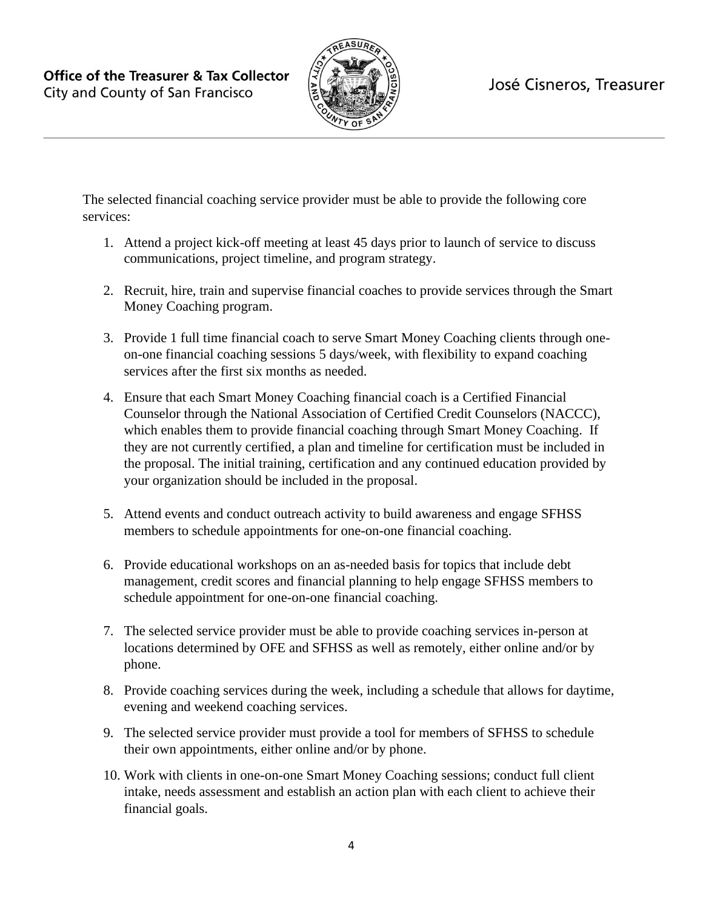The selected financial coaching service provider must be able to provide the following core services:

1. Attend a project kick-off meeting at least 45 days prior to launch of service to discuss communications, project timeline, and program strategy.

2. Recruit, hire, train and supervise financial coaches to provide services through the Smart Money Coaching program.

3. Provide 1 full time financial coach to serve Smart Money Coaching clients through one-on-one financial coaching sessions 5 days/week, with flexibility to expand coaching services after the first six months as needed.

4. Ensure that each Smart Money Coaching financial coach is a Certified Financial Counselor through the National Association of Certified Credit Counselors (NACCC), which enables them to provide financial coaching through Smart Money Coaching. If they are not currently certified, a plan and timeline for certification must be included in the proposal. The initial training, certification and any continued education provided by your organization should be included in the proposal.

5. Attend events and conduct outreach activity to build awareness and engage SFHSS members to schedule appointments for one-on-one financial coaching.

6. Provide educational workshops on an as-needed basis for topics that include debt management, credit scores and financial planning to help engage SFHSS members to schedule appointment for one-on-one financial coaching.

7. The selected service provider must be able to provide coaching services in-person at locations determined by OFE and SFHSS as well as remotely, either online and/or by phone.

8. Provide coaching services during the week, including a schedule that allows for daytime, evening and weekend coaching services.

9. The selected service provider must provide a tool for members of SFHSS to schedule their own appointments, either online and/or by phone.

10. Work with clients in one-on-one Smart Money Coaching sessions; conduct full client intake, needs assessment and establish an action plan with each client to achieve their financial goals.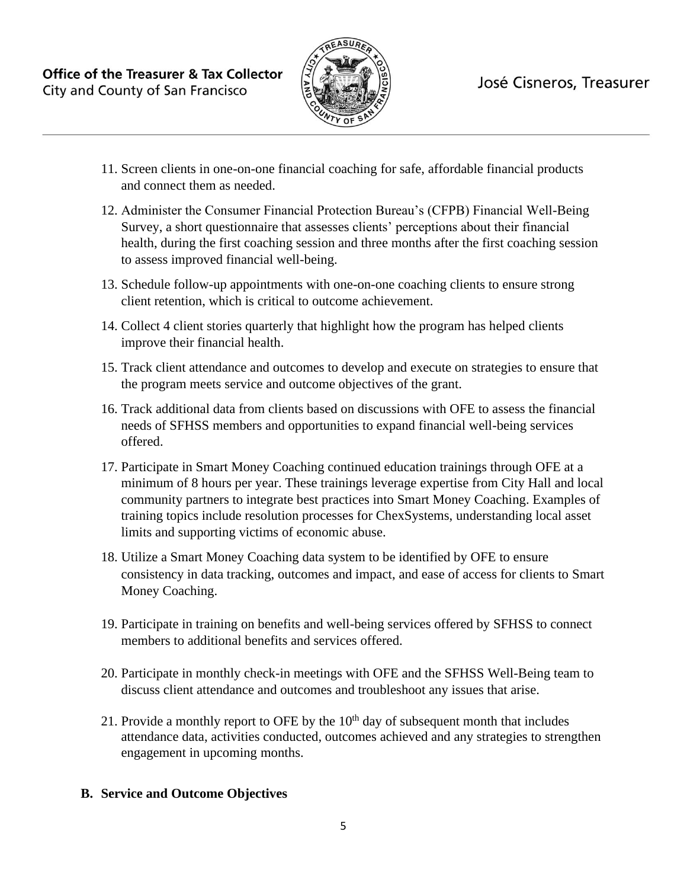11. Screen clients in one-on-one financial coaching for safe, affordable financial products and connect them as needed.

12. Administer the Consumer Financial Protection Bureau's (CFPB) Financial Well-Being Survey, a short questionnaire that assesses clients' perceptions about their financial health, during the first coaching session and three months after the first coaching session to assess improved financial well-being.

13. Schedule follow-up appointments with one-on-one coaching clients to ensure strong client retention, which is critical to outcome achievement.

14. Collect 4 client stories quarterly that highlight how the program has helped clients improve their financial health.

15. Track client attendance and outcomes to develop and execute on strategies to ensure that the program meets service and outcome objectives of the grant.

16. Track additional data from clients based on discussions with OFE to assess the financial needs of SFHSS members and opportunities to expand financial well-being services offered.

17. Participate in Smart Money Coaching continued education trainings through OFE at a minimum of 8 hours per year. These trainings leverage expertise from City Hall and local community partners to integrate best practices into Smart Money Coaching. Examples of training topics include resolution processes for ChexSystems, understanding local asset limits and supporting victims of economic abuse.

18. Utilize a Smart Money Coaching data system to be identified by OFE to ensure consistency in data tracking, outcomes and impact, and ease of access for clients to Smart Money Coaching.

19. Participate in training on benefits and well-being services offered by SFHSS to connect members to additional benefits and services offered.

20. Participate in monthly check-in meetings with OFE and the SFHSS Well-Being team to discuss client attendance and outcomes and troubleshoot any issues that arise.

21. Provide a monthly report to OFE by the 10th day of subsequent month that includes attendance data, activities conducted, outcomes achieved and any strategies to strengthen engagement in upcoming months.

### B. Service and Outcome Objectives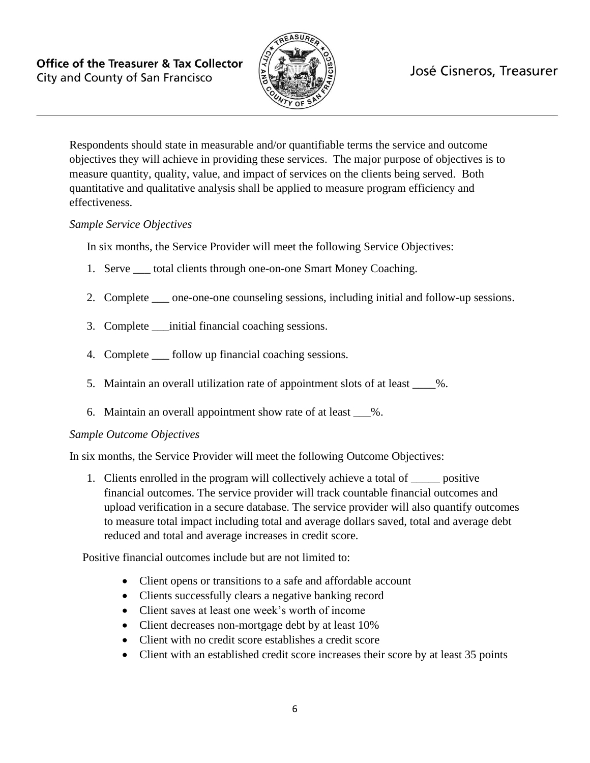Respondents should state in measurable and/or quantifiable terms the service and outcome objectives they will achieve in providing these services. The major purpose of objectives is to measure quantity, quality, value, and impact of services on the clients being served. Both quantitative and qualitative analysis shall be applied to measure program efficiency and effectiveness.

*Sample Service Objectives*

In six months, the Service Provider will meet the following Service Objectives:

1. Serve ___ total clients through one-on-one Smart Money Coaching.
2. Complete ___ one-one-one counseling sessions, including initial and follow-up sessions.
3. Complete ___initial financial coaching sessions.
4. Complete ___ follow up financial coaching sessions.
5. Maintain an overall utilization rate of appointment slots of at least ____%.
6. Maintain an overall appointment show rate of at least ___%.

*Sample Outcome Objectives*

In six months, the Service Provider will meet the following Outcome Objectives:

1. Clients enrolled in the program will collectively achieve a total of _____ positive financial outcomes. The service provider will track countable financial outcomes and upload verification in a secure database. The service provider will also quantify outcomes to measure total impact including total and average dollars saved, total and average debt reduced and total and average increases in credit score.

Positive financial outcomes include but are not limited to:

- Client opens or transitions to a safe and affordable account
- Clients successfully clears a negative banking record
- Client saves at least one week's worth of income
- Client decreases non-mortgage debt by at least 10%
- Client with no credit score establishes a credit score
- Client with an established credit score increases their score by at least 35 points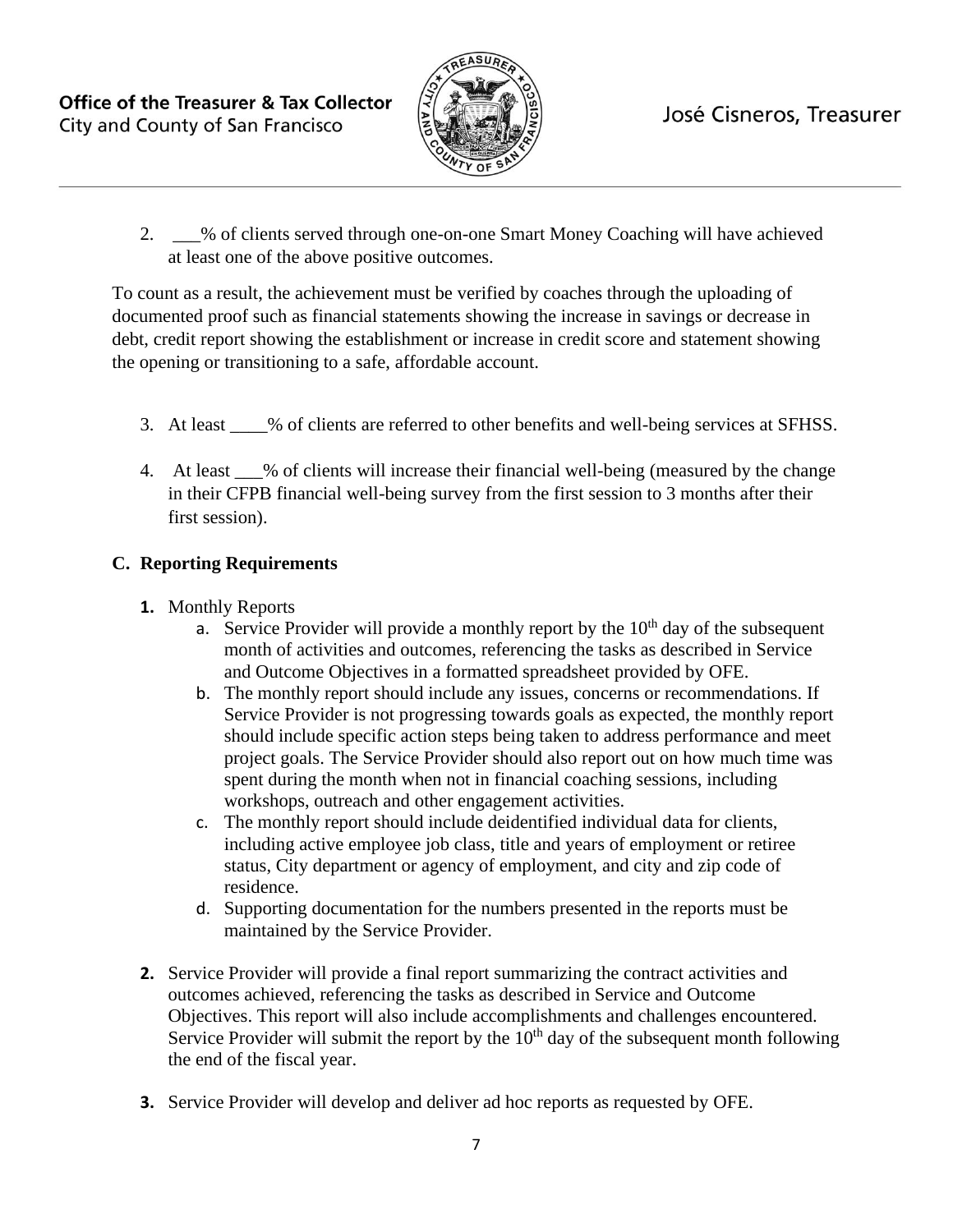2. ___% of clients served through one-on-one Smart Money Coaching will have achieved at least one of the above positive outcomes.

To count as a result, the achievement must be verified by coaches through the uploading of documented proof such as financial statements showing the increase in savings or decrease in debt, credit report showing the establishment or increase in credit score and statement showing the opening or transitioning to a safe, affordable account.

3. At least ____% of clients are referred to other benefits and well-being services at SFHSS.

4. At least ___% of clients will increase their financial well-being (measured by the change in their CFPB financial well-being survey from the first session to 3 months after their first session).

## C. Reporting Requirements

1. Monthly Reports
   a. Service Provider will provide a monthly report by the 10th day of the subsequent month of activities and outcomes, referencing the tasks as described in Service and Outcome Objectives in a formatted spreadsheet provided by OFE.
   b. The monthly report should include any issues, concerns or recommendations. If Service Provider is not progressing towards goals as expected, the monthly report should include specific action steps being taken to address performance and meet project goals. The Service Provider should also report out on how much time was spent during the month when not in financial coaching sessions, including workshops, outreach and other engagement activities.
   c. The monthly report should include deidentified individual data for clients, including active employee job class, title and years of employment or retiree status, City department or agency of employment, and city and zip code of residence.
   d. Supporting documentation for the numbers presented in the reports must be maintained by the Service Provider.

2. Service Provider will provide a final report summarizing the contract activities and outcomes achieved, referencing the tasks as described in Service and Outcome Objectives. This report will also include accomplishments and challenges encountered. Service Provider will submit the report by the 10th day of the subsequent month following the end of the fiscal year.

3. Service Provider will develop and deliver ad hoc reports as requested by OFE.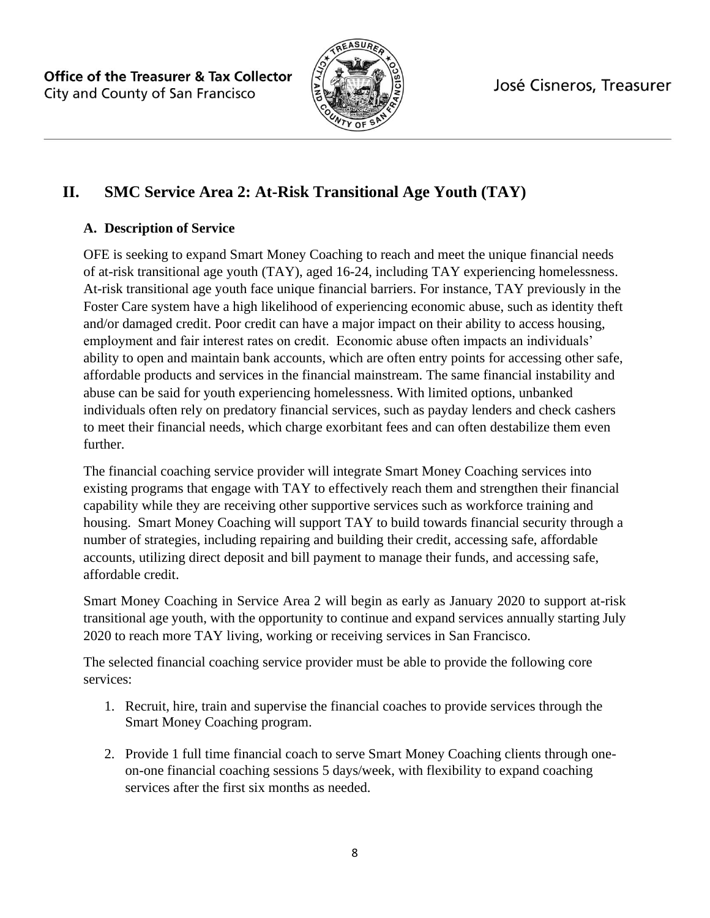## II. SMC Service Area 2: At-Risk Transitional Age Youth (TAY)

### A. Description of Service

OFE is seeking to expand Smart Money Coaching to reach and meet the unique financial needs of at-risk transitional age youth (TAY), aged 16-24, including TAY experiencing homelessness. At-risk transitional age youth face unique financial barriers. For instance, TAY previously in the Foster Care system have a high likelihood of experiencing economic abuse, such as identity theft and/or damaged credit. Poor credit can have a major impact on their ability to access housing, employment and fair interest rates on credit. Economic abuse often impacts an individuals' ability to open and maintain bank accounts, which are often entry points for accessing other safe, affordable products and services in the financial mainstream. The same financial instability and abuse can be said for youth experiencing homelessness. With limited options, unbanked individuals often rely on predatory financial services, such as payday lenders and check cashers to meet their financial needs, which charge exorbitant fees and can often destabilize them even further.

The financial coaching service provider will integrate Smart Money Coaching services into existing programs that engage with TAY to effectively reach them and strengthen their financial capability while they are receiving other supportive services such as workforce training and housing. Smart Money Coaching will support TAY to build towards financial security through a number of strategies, including repairing and building their credit, accessing safe, affordable accounts, utilizing direct deposit and bill payment to manage their funds, and accessing safe, affordable credit.

Smart Money Coaching in Service Area 2 will begin as early as January 2020 to support at-risk transitional age youth, with the opportunity to continue and expand services annually starting July 2020 to reach more TAY living, working or receiving services in San Francisco.

The selected financial coaching service provider must be able to provide the following core services:

1. Recruit, hire, train and supervise the financial coaches to provide services through the Smart Money Coaching program.

2. Provide 1 full time financial coach to serve Smart Money Coaching clients through one-on-one financial coaching sessions 5 days/week, with flexibility to expand coaching services after the first six months as needed.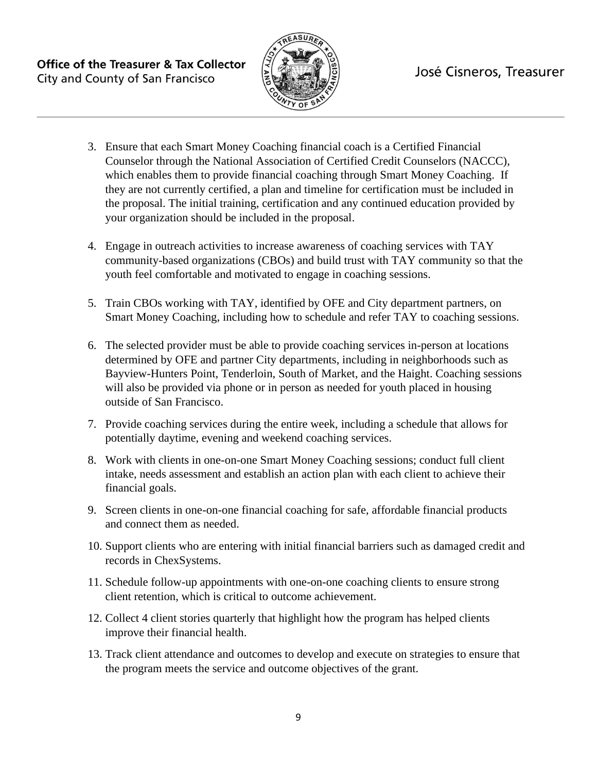3. Ensure that each Smart Money Coaching financial coach is a Certified Financial Counselor through the National Association of Certified Credit Counselors (NACCC), which enables them to provide financial coaching through Smart Money Coaching. If they are not currently certified, a plan and timeline for certification must be included in the proposal. The initial training, certification and any continued education provided by your organization should be included in the proposal.

4. Engage in outreach activities to increase awareness of coaching services with TAY community-based organizations (CBOs) and build trust with TAY community so that the youth feel comfortable and motivated to engage in coaching sessions.

5. Train CBOs working with TAY, identified by OFE and City department partners, on Smart Money Coaching, including how to schedule and refer TAY to coaching sessions.

6. The selected provider must be able to provide coaching services in-person at locations determined by OFE and partner City departments, including in neighborhoods such as Bayview-Hunters Point, Tenderloin, South of Market, and the Haight. Coaching sessions will also be provided via phone or in person as needed for youth placed in housing outside of San Francisco.

7. Provide coaching services during the entire week, including a schedule that allows for potentially daytime, evening and weekend coaching services.

8. Work with clients in one-on-one Smart Money Coaching sessions; conduct full client intake, needs assessment and establish an action plan with each client to achieve their financial goals.

9. Screen clients in one-on-one financial coaching for safe, affordable financial products and connect them as needed.

10. Support clients who are entering with initial financial barriers such as damaged credit and records in ChexSystems.

11. Schedule follow-up appointments with one-on-one coaching clients to ensure strong client retention, which is critical to outcome achievement.

12. Collect 4 client stories quarterly that highlight how the program has helped clients improve their financial health.

13. Track client attendance and outcomes to develop and execute on strategies to ensure that the program meets the service and outcome objectives of the grant.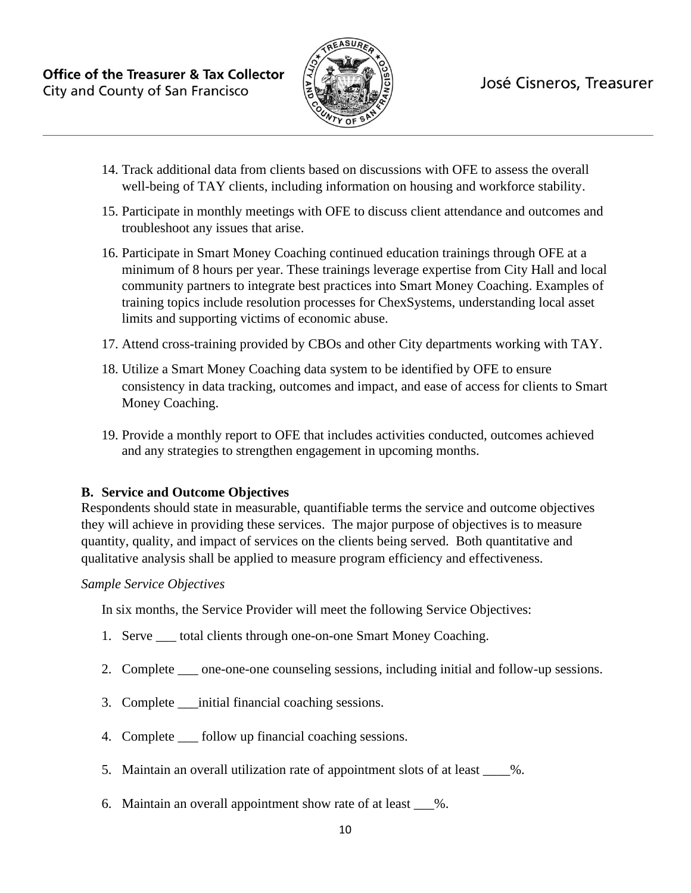14. Track additional data from clients based on discussions with OFE to assess the overall well-being of TAY clients, including information on housing and workforce stability.
15. Participate in monthly meetings with OFE to discuss client attendance and outcomes and troubleshoot any issues that arise.
16. Participate in Smart Money Coaching continued education trainings through OFE at a minimum of 8 hours per year. These trainings leverage expertise from City Hall and local community partners to integrate best practices into Smart Money Coaching. Examples of training topics include resolution processes for ChexSystems, understanding local asset limits and supporting victims of economic abuse.
17. Attend cross-training provided by CBOs and other City departments working with TAY.
18. Utilize a Smart Money Coaching data system to be identified by OFE to ensure consistency in data tracking, outcomes and impact, and ease of access for clients to Smart Money Coaching.
19. Provide a monthly report to OFE that includes activities conducted, outcomes achieved and any strategies to strengthen engagement in upcoming months.

**B. Service and Outcome Objectives**

Respondents should state in measurable, quantifiable terms the service and outcome objectives they will achieve in providing these services. The major purpose of objectives is to measure quantity, quality, and impact of services on the clients being served. Both quantitative and qualitative analysis shall be applied to measure program efficiency and effectiveness.

*Sample Service Objectives*

In six months, the Service Provider will meet the following Service Objectives:

1. Serve ___ total clients through one-on-one Smart Money Coaching.
2. Complete ___ one-one-one counseling sessions, including initial and follow-up sessions.
3. Complete ___initial financial coaching sessions.
4. Complete ___ follow up financial coaching sessions.
5. Maintain an overall utilization rate of appointment slots of at least ____%.
6. Maintain an overall appointment show rate of at least ___%.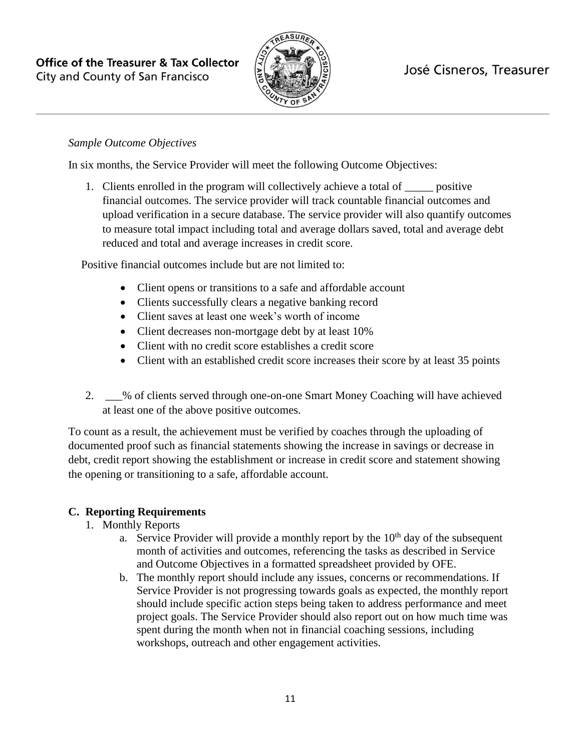*Sample Outcome Objectives*

In six months, the Service Provider will meet the following Outcome Objectives:

1. Clients enrolled in the program will collectively achieve a total of _____ positive financial outcomes. The service provider will track countable financial outcomes and upload verification in a secure database. The service provider will also quantify outcomes to measure total impact including total and average dollars saved, total and average debt reduced and total and average increases in credit score.

   Positive financial outcomes include but are not limited to:

   - Client opens or transitions to a safe and affordable account
   - Clients successfully clears a negative banking record
   - Client saves at least one week's worth of income
   - Client decreases non-mortgage debt by at least 10%
   - Client with no credit score establishes a credit score
   - Client with an established credit score increases their score by at least 35 points

2. ___% of clients served through one-on-one Smart Money Coaching will have achieved at least one of the above positive outcomes.

To count as a result, the achievement must be verified by coaches through the uploading of documented proof such as financial statements showing the increase in savings or decrease in debt, credit report showing the establishment or increase in credit score and statement showing the opening or transitioning to a safe, affordable account.

### C. Reporting Requirements

1. Monthly Reports
   a. Service Provider will provide a monthly report by the 10th day of the subsequent month of activities and outcomes, referencing the tasks as described in Service and Outcome Objectives in a formatted spreadsheet provided by OFE.
   b. The monthly report should include any issues, concerns or recommendations. If Service Provider is not progressing towards goals as expected, the monthly report should include specific action steps being taken to address performance and meet project goals. The Service Provider should also report out on how much time was spent during the month when not in financial coaching sessions, including workshops, outreach and other engagement activities.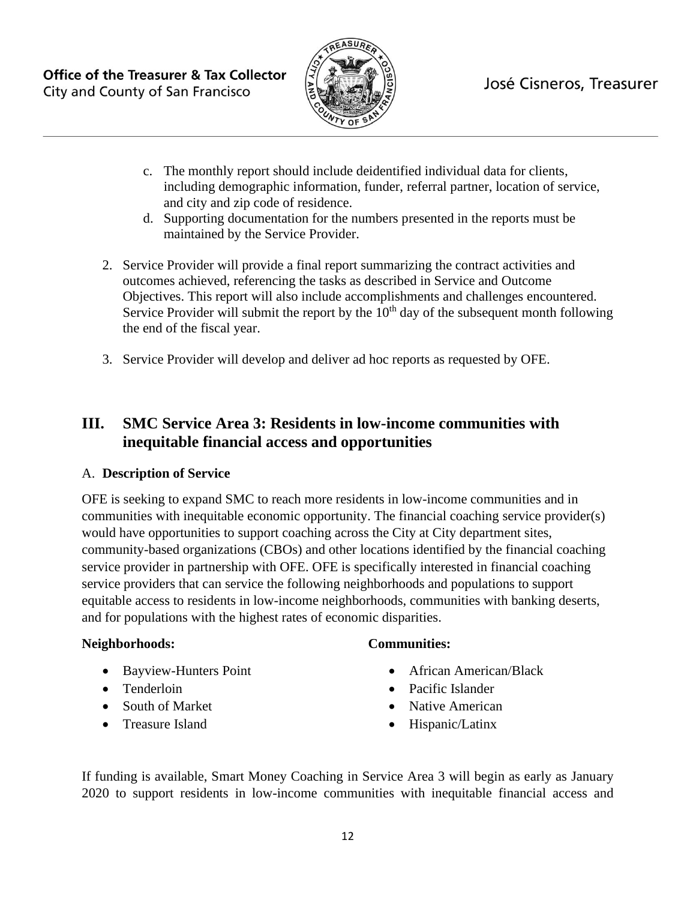c. The monthly report should include deidentified individual data for clients, including demographic information, funder, referral partner, location of service, and city and zip code of residence.

d. Supporting documentation for the numbers presented in the reports must be maintained by the Service Provider.

2. Service Provider will provide a final report summarizing the contract activities and outcomes achieved, referencing the tasks as described in Service and Outcome Objectives. This report will also include accomplishments and challenges encountered. Service Provider will submit the report by the 10th day of the subsequent month following the end of the fiscal year.

3. Service Provider will develop and deliver ad hoc reports as requested by OFE.

## III. SMC Service Area 3: Residents in low-income communities with inequitable financial access and opportunities

A. **Description of Service**

OFE is seeking to expand SMC to reach more residents in low-income communities and in communities with inequitable economic opportunity. The financial coaching service provider(s) would have opportunities to support coaching across the City at City department sites, community-based organizations (CBOs) and other locations identified by the financial coaching service provider in partnership with OFE. OFE is specifically interested in financial coaching service providers that can service the following neighborhoods and populations to support equitable access to residents in low-income neighborhoods, communities with banking deserts, and for populations with the highest rates of economic disparities.

**Neighborhoods:**

- Bayview-Hunters Point
- Tenderloin
- South of Market
- Treasure Island

**Communities:**

- African American/Black
- Pacific Islander
- Native American
- Hispanic/Latinx

If funding is available, Smart Money Coaching in Service Area 3 will begin as early as January 2020 to support residents in low-income communities with inequitable financial access and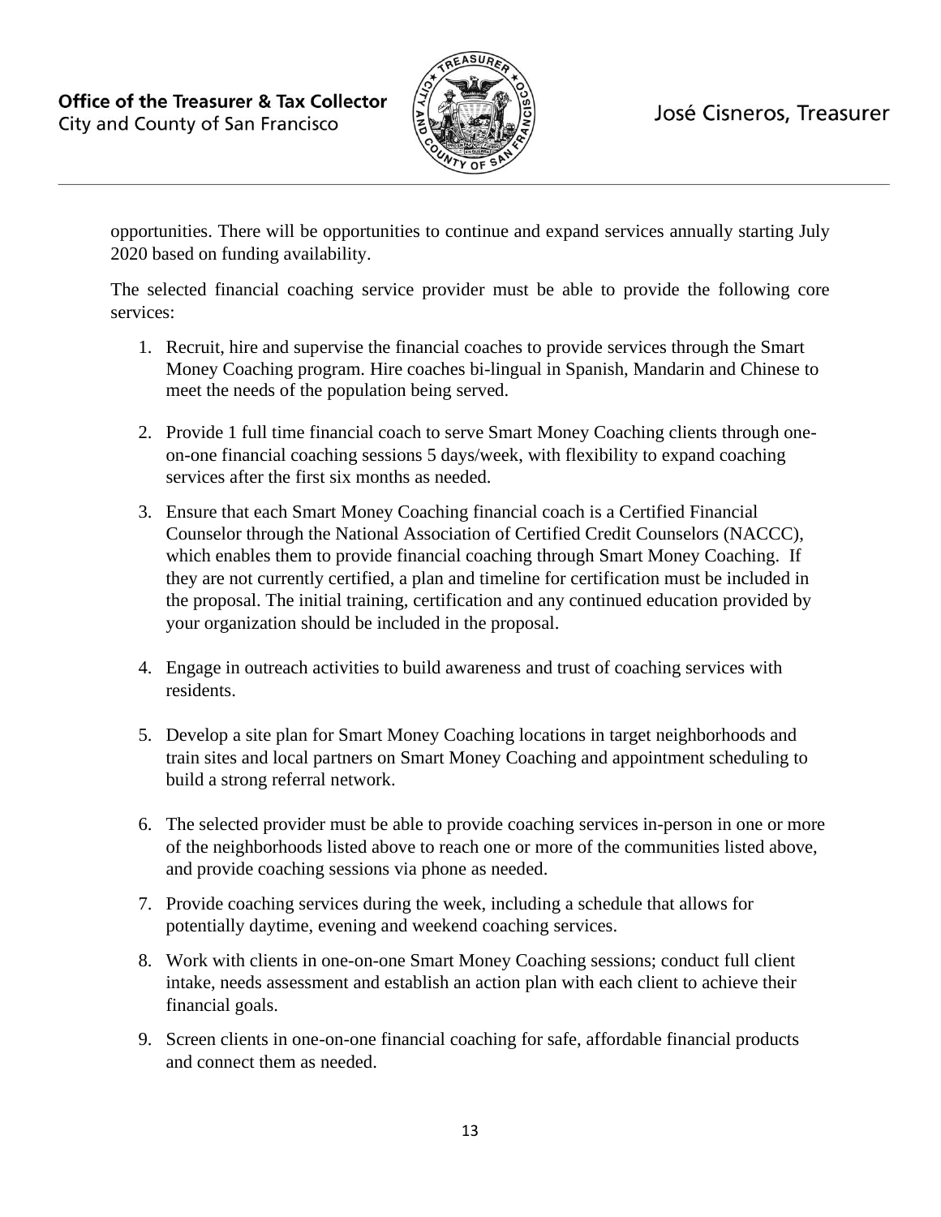opportunities. There will be opportunities to continue and expand services annually starting July 2020 based on funding availability.

The selected financial coaching service provider must be able to provide the following core services:

1. Recruit, hire and supervise the financial coaches to provide services through the Smart Money Coaching program. Hire coaches bi-lingual in Spanish, Mandarin and Chinese to meet the needs of the population being served.

2. Provide 1 full time financial coach to serve Smart Money Coaching clients through one-on-one financial coaching sessions 5 days/week, with flexibility to expand coaching services after the first six months as needed.

3. Ensure that each Smart Money Coaching financial coach is a Certified Financial Counselor through the National Association of Certified Credit Counselors (NACCC), which enables them to provide financial coaching through Smart Money Coaching. If they are not currently certified, a plan and timeline for certification must be included in the proposal. The initial training, certification and any continued education provided by your organization should be included in the proposal.

4. Engage in outreach activities to build awareness and trust of coaching services with residents.

5. Develop a site plan for Smart Money Coaching locations in target neighborhoods and train sites and local partners on Smart Money Coaching and appointment scheduling to build a strong referral network.

6. The selected provider must be able to provide coaching services in-person in one or more of the neighborhoods listed above to reach one or more of the communities listed above, and provide coaching sessions via phone as needed.

7. Provide coaching services during the week, including a schedule that allows for potentially daytime, evening and weekend coaching services.

8. Work with clients in one-on-one Smart Money Coaching sessions; conduct full client intake, needs assessment and establish an action plan with each client to achieve their financial goals.

9. Screen clients in one-on-one financial coaching for safe, affordable financial products and connect them as needed.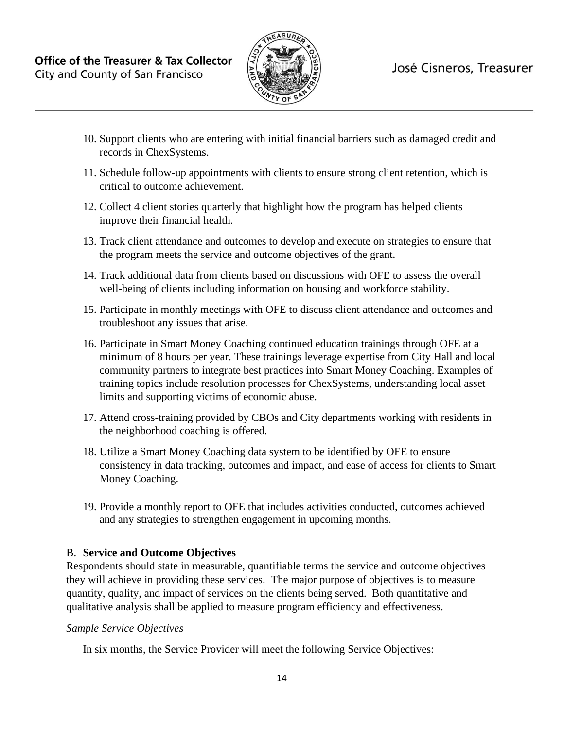10. Support clients who are entering with initial financial barriers such as damaged credit and records in ChexSystems.
11. Schedule follow-up appointments with clients to ensure strong client retention, which is critical to outcome achievement.
12. Collect 4 client stories quarterly that highlight how the program has helped clients improve their financial health.
13. Track client attendance and outcomes to develop and execute on strategies to ensure that the program meets the service and outcome objectives of the grant.
14. Track additional data from clients based on discussions with OFE to assess the overall well-being of clients including information on housing and workforce stability.
15. Participate in monthly meetings with OFE to discuss client attendance and outcomes and troubleshoot any issues that arise.
16. Participate in Smart Money Coaching continued education trainings through OFE at a minimum of 8 hours per year. These trainings leverage expertise from City Hall and local community partners to integrate best practices into Smart Money Coaching. Examples of training topics include resolution processes for ChexSystems, understanding local asset limits and supporting victims of economic abuse.
17. Attend cross-training provided by CBOs and City departments working with residents in the neighborhood coaching is offered.
18. Utilize a Smart Money Coaching data system to be identified by OFE to ensure consistency in data tracking, outcomes and impact, and ease of access for clients to Smart Money Coaching.
19. Provide a monthly report to OFE that includes activities conducted, outcomes achieved and any strategies to strengthen engagement in upcoming months.

### B. **Service and Outcome Objectives**

Respondents should state in measurable, quantifiable terms the service and outcome objectives they will achieve in providing these services. The major purpose of objectives is to measure quantity, quality, and impact of services on the clients being served. Both quantitative and qualitative analysis shall be applied to measure program efficiency and effectiveness.

*Sample Service Objectives*

In six months, the Service Provider will meet the following Service Objectives: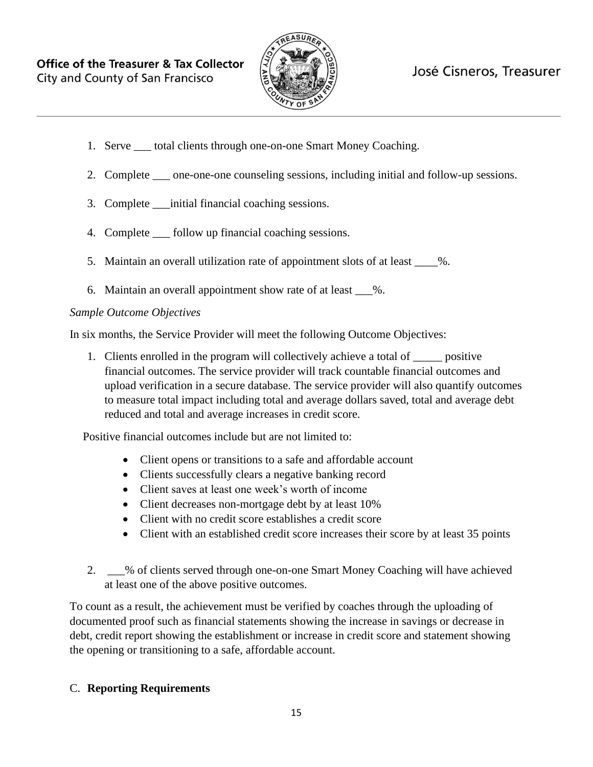1. Serve ___ total clients through one-on-one Smart Money Coaching.

2. Complete ___ one-one-one counseling sessions, including initial and follow-up sessions.

3. Complete ___initial financial coaching sessions.

4. Complete ___ follow up financial coaching sessions.

5. Maintain an overall utilization rate of appointment slots of at least ____%.

6. Maintain an overall appointment show rate of at least ___%.

*Sample Outcome Objectives*

In six months, the Service Provider will meet the following Outcome Objectives:

1. Clients enrolled in the program will collectively achieve a total of _____ positive financial outcomes. The service provider will track countable financial outcomes and upload verification in a secure database. The service provider will also quantify outcomes to measure total impact including total and average dollars saved, total and average debt reduced and total and average increases in credit score.

   Positive financial outcomes include but are not limited to:

   - Client opens or transitions to a safe and affordable account
   - Clients successfully clears a negative banking record
   - Client saves at least one week's worth of income
   - Client decreases non-mortgage debt by at least 10%
   - Client with no credit score establishes a credit score
   - Client with an established credit score increases their score by at least 35 points

2. ___% of clients served through one-on-one Smart Money Coaching will have achieved at least one of the above positive outcomes.

To count as a result, the achievement must be verified by coaches through the uploading of documented proof such as financial statements showing the increase in savings or decrease in debt, credit report showing the establishment or increase in credit score and statement showing the opening or transitioning to a safe, affordable account.

C. **Reporting Requirements**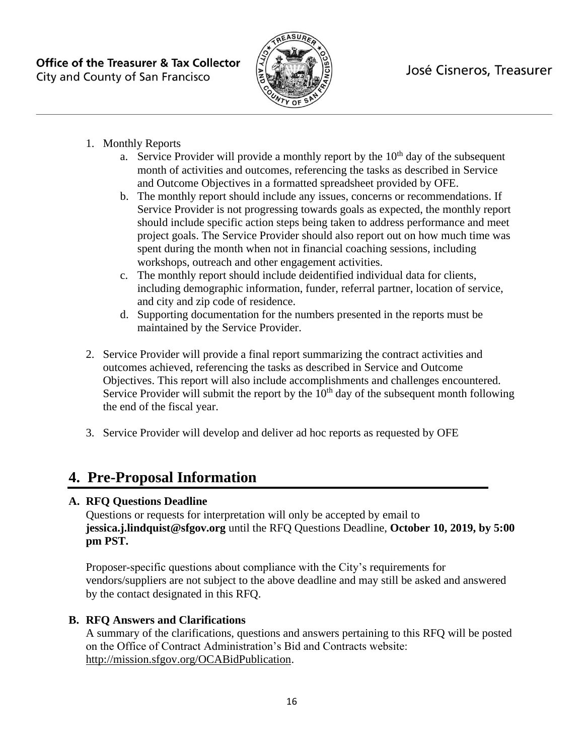1. Monthly Reports
   a. Service Provider will provide a monthly report by the $10^{th}$ day of the subsequent month of activities and outcomes, referencing the tasks as described in Service and Outcome Objectives in a formatted spreadsheet provided by OFE.
   b. The monthly report should include any issues, concerns or recommendations. If Service Provider is not progressing towards goals as expected, the monthly report should include specific action steps being taken to address performance and meet project goals. The Service Provider should also report out on how much time was spent during the month when not in financial coaching sessions, including workshops, outreach and other engagement activities.
   c. The monthly report should include deidentified individual data for clients, including demographic information, funder, referral partner, location of service, and city and zip code of residence.
   d. Supporting documentation for the numbers presented in the reports must be maintained by the Service Provider.

2. Service Provider will provide a final report summarizing the contract activities and outcomes achieved, referencing the tasks as described in Service and Outcome Objectives. This report will also include accomplishments and challenges encountered. Service Provider will submit the report by the $10^{th}$ day of the subsequent month following the end of the fiscal year.

3. Service Provider will develop and deliver ad hoc reports as requested by OFE

# 4. Pre-Proposal Information

### A. RFQ Questions Deadline

Questions or requests for interpretation will only be accepted by email to **jessica.j.lindquist@sfgov.org** until the RFQ Questions Deadline, **October 10, 2019, by 5:00 pm PST.**

Proposer-specific questions about compliance with the City's requirements for vendors/suppliers are not subject to the above deadline and may still be asked and answered by the contact designated in this RFQ.

### B. RFQ Answers and Clarifications

A summary of the clarifications, questions and answers pertaining to this RFQ will be posted on the Office of Contract Administration's Bid and Contracts website: http://mission.sfgov.org/OCABidPublication.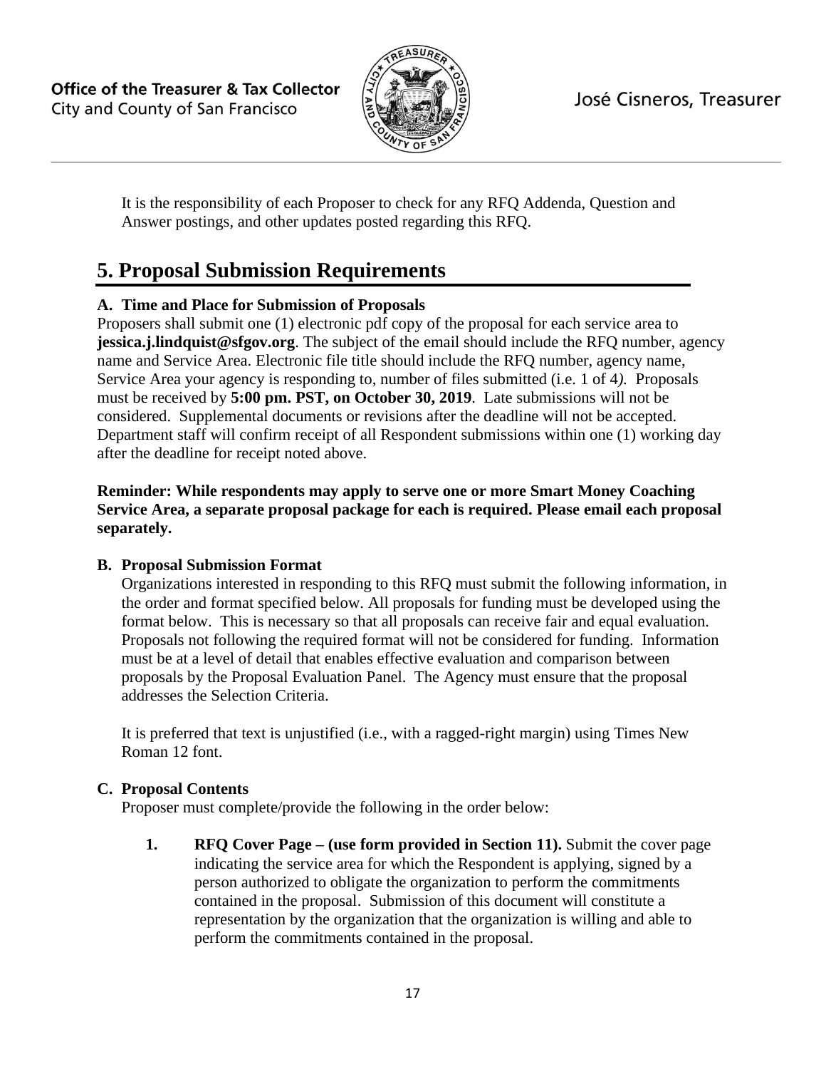It is the responsibility of each Proposer to check for any RFQ Addenda, Question and Answer postings, and other updates posted regarding this RFQ.

# 5. Proposal Submission Requirements

### A. Time and Place for Submission of Proposals

Proposers shall submit one (1) electronic pdf copy of the proposal for each service area to **jessica.j.lindquist@sfgov.org**. The subject of the email should include the RFQ number, agency name and Service Area. Electronic file title should include the RFQ number, agency name, Service Area your agency is responding to, number of files submitted (i.e. 1 of 4*).* Proposals must be received by **5:00 pm. PST, on October 30, 2019**. Late submissions will not be considered. Supplemental documents or revisions after the deadline will not be accepted. Department staff will confirm receipt of all Respondent submissions within one (1) working day after the deadline for receipt noted above.

**Reminder: While respondents may apply to serve one or more Smart Money Coaching Service Area, a separate proposal package for each is required. Please email each proposal separately.**

### B. Proposal Submission Format

Organizations interested in responding to this RFQ must submit the following information, in the order and format specified below. All proposals for funding must be developed using the format below. This is necessary so that all proposals can receive fair and equal evaluation. Proposals not following the required format will not be considered for funding. Information must be at a level of detail that enables effective evaluation and comparison between proposals by the Proposal Evaluation Panel. The Agency must ensure that the proposal addresses the Selection Criteria.

It is preferred that text is unjustified (i.e., with a ragged-right margin) using Times New Roman 12 font.

### C. Proposal Contents

Proposer must complete/provide the following in the order below:

1. **RFQ Cover Page – (use form provided in Section 11).** Submit the cover page indicating the service area for which the Respondent is applying, signed by a person authorized to obligate the organization to perform the commitments contained in the proposal. Submission of this document will constitute a representation by the organization that the organization is willing and able to perform the commitments contained in the proposal.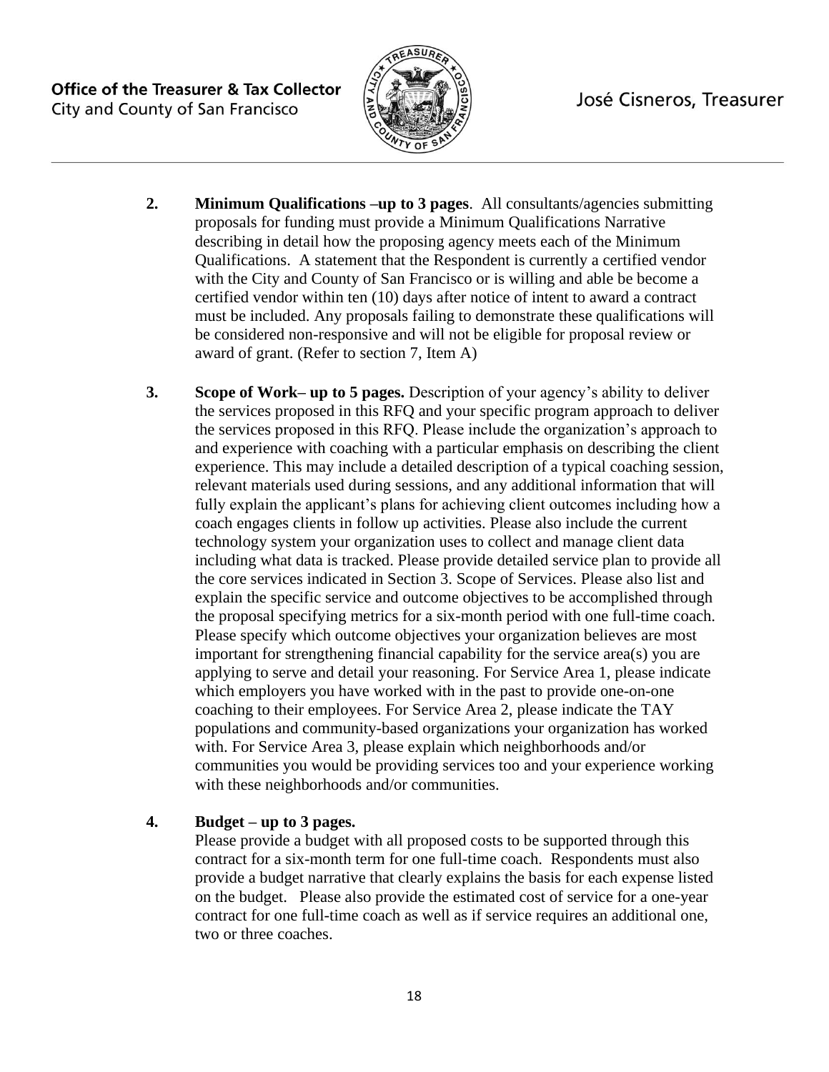2. **Minimum Qualifications –up to 3 pages**. All consultants/agencies submitting proposals for funding must provide a Minimum Qualifications Narrative describing in detail how the proposing agency meets each of the Minimum Qualifications. A statement that the Respondent is currently a certified vendor with the City and County of San Francisco or is willing and able be become a certified vendor within ten (10) days after notice of intent to award a contract must be included. Any proposals failing to demonstrate these qualifications will be considered non-responsive and will not be eligible for proposal review or award of grant. (Refer to section 7, Item A)

3. **Scope of Work– up to 5 pages.** Description of your agency's ability to deliver the services proposed in this RFQ and your specific program approach to deliver the services proposed in this RFQ. Please include the organization's approach to and experience with coaching with a particular emphasis on describing the client experience. This may include a detailed description of a typical coaching session, relevant materials used during sessions, and any additional information that will fully explain the applicant's plans for achieving client outcomes including how a coach engages clients in follow up activities. Please also include the current technology system your organization uses to collect and manage client data including what data is tracked. Please provide detailed service plan to provide all the core services indicated in Section 3. Scope of Services. Please also list and explain the specific service and outcome objectives to be accomplished through the proposal specifying metrics for a six-month period with one full-time coach. Please specify which outcome objectives your organization believes are most important for strengthening financial capability for the service area(s) you are applying to serve and detail your reasoning. For Service Area 1, please indicate which employers you have worked with in the past to provide one-on-one coaching to their employees. For Service Area 2, please indicate the TAY populations and community-based organizations your organization has worked with. For Service Area 3, please explain which neighborhoods and/or communities you would be providing services too and your experience working with these neighborhoods and/or communities.

4. **Budget – up to 3 pages.**
   Please provide a budget with all proposed costs to be supported through this contract for a six-month term for one full-time coach. Respondents must also provide a budget narrative that clearly explains the basis for each expense listed on the budget. Please also provide the estimated cost of service for a one-year contract for one full-time coach as well as if service requires an additional one, two or three coaches.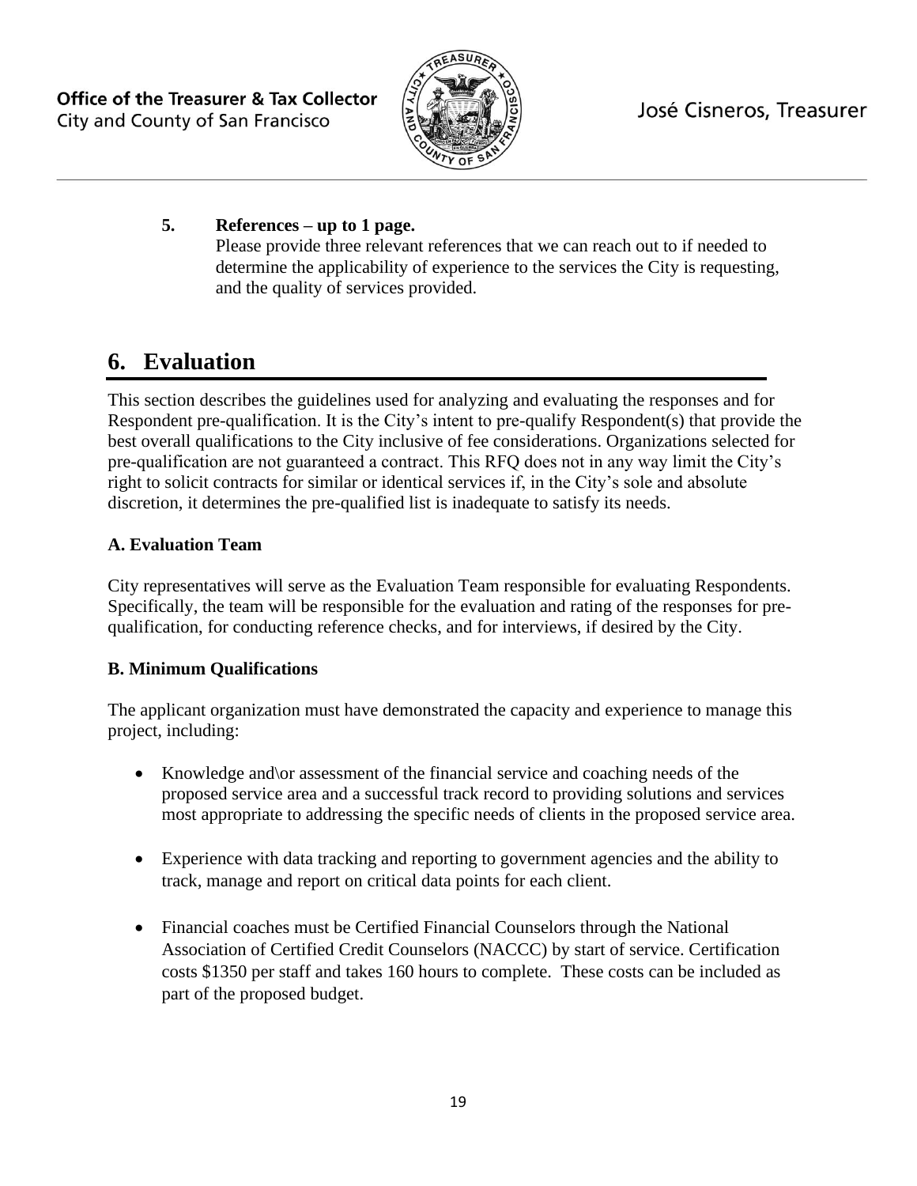**5. References – up to 1 page.**
Please provide three relevant references that we can reach out to if needed to determine the applicability of experience to the services the City is requesting, and the quality of services provided.

# 6. Evaluation

This section describes the guidelines used for analyzing and evaluating the responses and for Respondent pre-qualification. It is the City's intent to pre-qualify Respondent(s) that provide the best overall qualifications to the City inclusive of fee considerations. Organizations selected for pre-qualification are not guaranteed a contract. This RFQ does not in any way limit the City's right to solicit contracts for similar or identical services if, in the City's sole and absolute discretion, it determines the pre-qualified list is inadequate to satisfy its needs.

### A. Evaluation Team

City representatives will serve as the Evaluation Team responsible for evaluating Respondents. Specifically, the team will be responsible for the evaluation and rating of the responses for pre-qualification, for conducting reference checks, and for interviews, if desired by the City.

### B. Minimum Qualifications

The applicant organization must have demonstrated the capacity and experience to manage this project, including:

- Knowledge and\or assessment of the financial service and coaching needs of the proposed service area and a successful track record to providing solutions and services most appropriate to addressing the specific needs of clients in the proposed service area.
- Experience with data tracking and reporting to government agencies and the ability to track, manage and report on critical data points for each client.
- Financial coaches must be Certified Financial Counselors through the National Association of Certified Credit Counselors (NACCC) by start of service. Certification costs $1350 per staff and takes 160 hours to complete. These costs can be included as part of the proposed budget.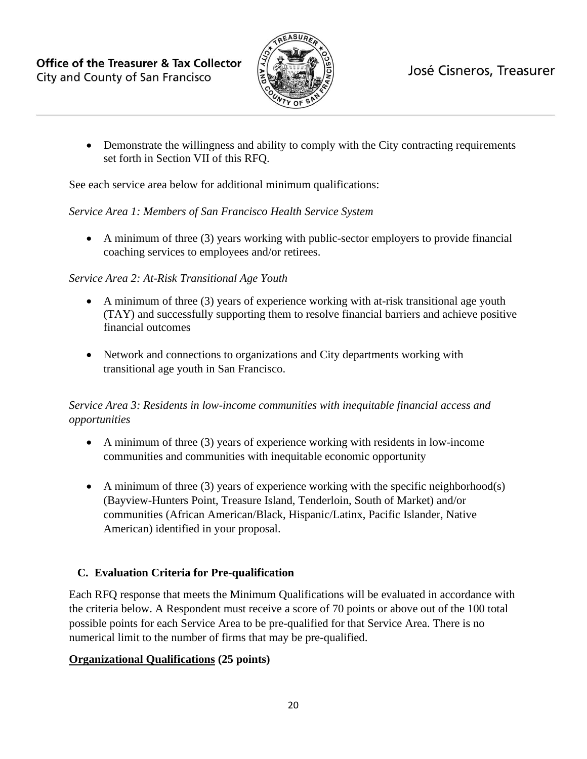- Demonstrate the willingness and ability to comply with the City contracting requirements set forth in Section VII of this RFQ.

See each service area below for additional minimum qualifications:

*Service Area 1: Members of San Francisco Health Service System*

- A minimum of three (3) years working with public-sector employers to provide financial coaching services to employees and/or retirees.

*Service Area 2: At-Risk Transitional Age Youth*

- A minimum of three (3) years of experience working with at-risk transitional age youth (TAY) and successfully supporting them to resolve financial barriers and achieve positive financial outcomes
- Network and connections to organizations and City departments working with transitional age youth in San Francisco.

*Service Area 3: Residents in low-income communities with inequitable financial access and opportunities*

- A minimum of three (3) years of experience working with residents in low-income communities and communities with inequitable economic opportunity
- A minimum of three (3) years of experience working with the specific neighborhood(s) (Bayview-Hunters Point, Treasure Island, Tenderloin, South of Market) and/or communities (African American/Black, Hispanic/Latinx, Pacific Islander, Native American) identified in your proposal.

### C. Evaluation Criteria for Pre-qualification

Each RFQ response that meets the Minimum Qualifications will be evaluated in accordance with the criteria below. A Respondent must receive a score of 70 points or above out of the 100 total possible points for each Service Area to be pre-qualified for that Service Area. There is no numerical limit to the number of firms that may be pre-qualified.

**Organizational Qualifications (25 points)**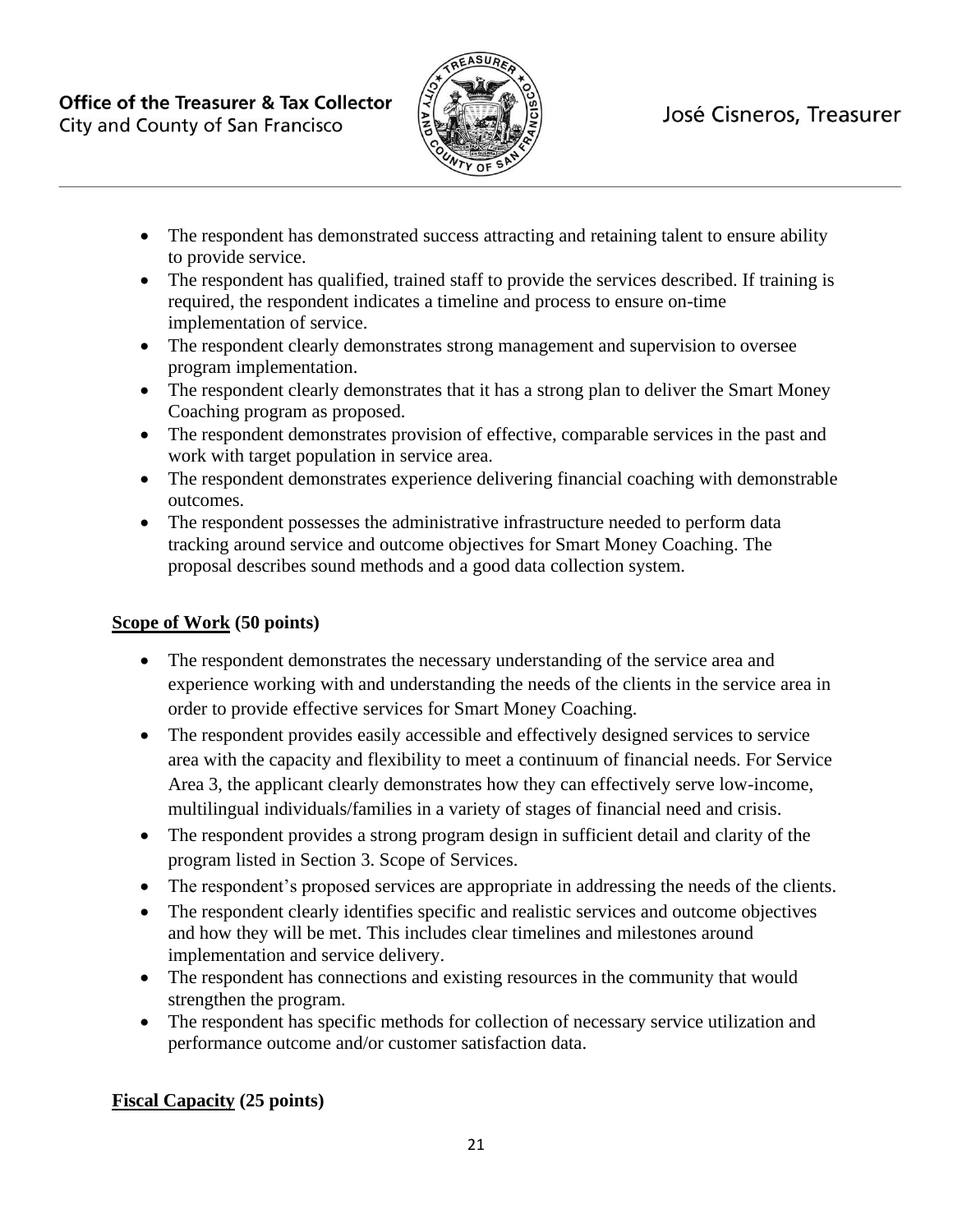- The respondent has demonstrated success attracting and retaining talent to ensure ability to provide service.
- The respondent has qualified, trained staff to provide the services described. If training is required, the respondent indicates a timeline and process to ensure on-time implementation of service.
- The respondent clearly demonstrates strong management and supervision to oversee program implementation.
- The respondent clearly demonstrates that it has a strong plan to deliver the Smart Money Coaching program as proposed.
- The respondent demonstrates provision of effective, comparable services in the past and work with target population in service area.
- The respondent demonstrates experience delivering financial coaching with demonstrable outcomes.
- The respondent possesses the administrative infrastructure needed to perform data tracking around service and outcome objectives for Smart Money Coaching. The proposal describes sound methods and a good data collection system.

**<u>Scope of Work</u> (50 points)**

- The respondent demonstrates the necessary understanding of the service area and experience working with and understanding the needs of the clients in the service area in order to provide effective services for Smart Money Coaching.
- The respondent provides easily accessible and effectively designed services to service area with the capacity and flexibility to meet a continuum of financial needs. For Service Area 3, the applicant clearly demonstrates how they can effectively serve low-income, multilingual individuals/families in a variety of stages of financial need and crisis.
- The respondent provides a strong program design in sufficient detail and clarity of the program listed in Section 3. Scope of Services.
- The respondent's proposed services are appropriate in addressing the needs of the clients.
- The respondent clearly identifies specific and realistic services and outcome objectives and how they will be met. This includes clear timelines and milestones around implementation and service delivery.
- The respondent has connections and existing resources in the community that would strengthen the program.
- The respondent has specific methods for collection of necessary service utilization and performance outcome and/or customer satisfaction data.

**<u>Fiscal Capacity</u> (25 points)**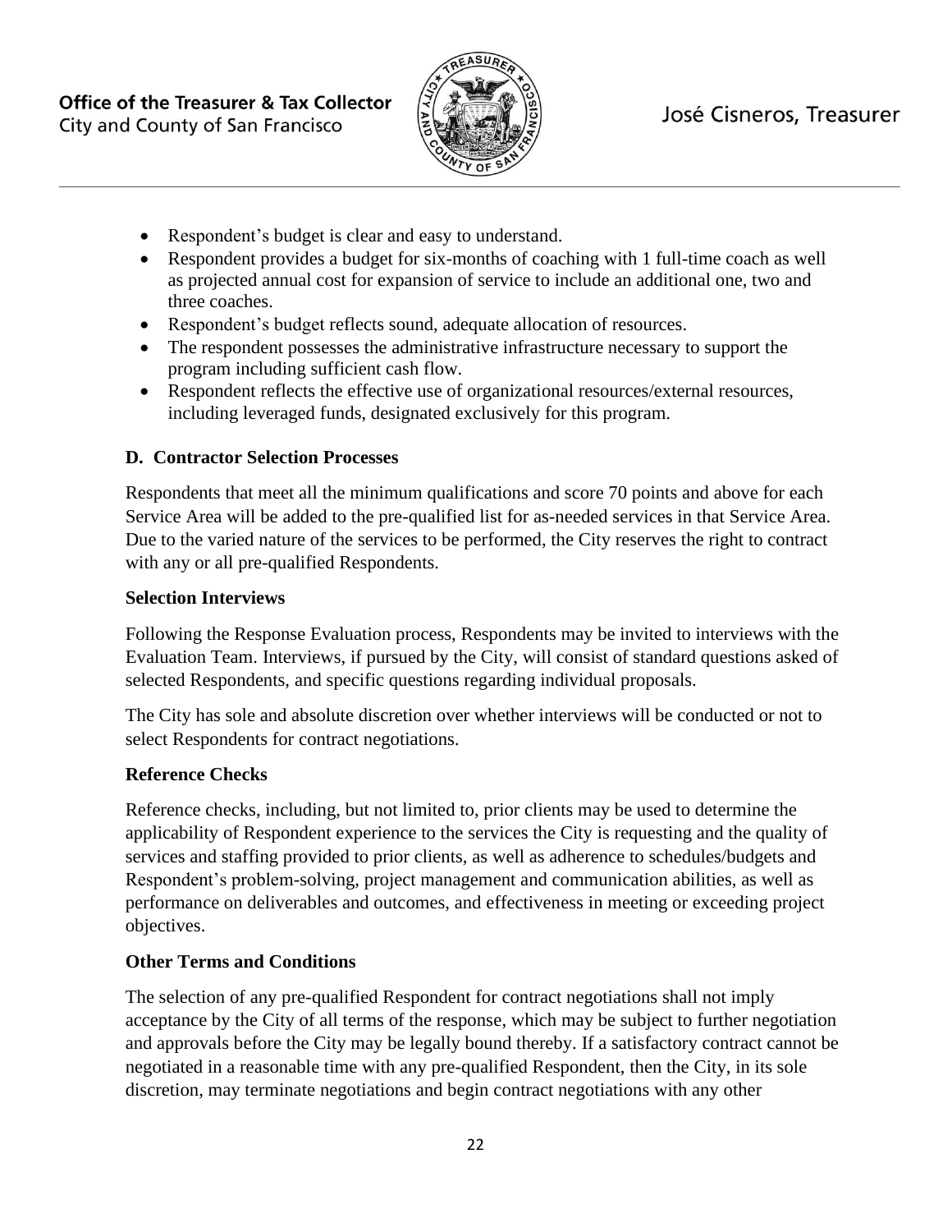- Respondent's budget is clear and easy to understand.
- Respondent provides a budget for six-months of coaching with 1 full-time coach as well as projected annual cost for expansion of service to include an additional one, two and three coaches.
- Respondent's budget reflects sound, adequate allocation of resources.
- The respondent possesses the administrative infrastructure necessary to support the program including sufficient cash flow.
- Respondent reflects the effective use of organizational resources/external resources, including leveraged funds, designated exclusively for this program.

### D. Contractor Selection Processes

Respondents that meet all the minimum qualifications and score 70 points and above for each Service Area will be added to the pre-qualified list for as-needed services in that Service Area. Due to the varied nature of the services to be performed, the City reserves the right to contract with any or all pre-qualified Respondents.

#### Selection Interviews

Following the Response Evaluation process, Respondents may be invited to interviews with the Evaluation Team. Interviews, if pursued by the City, will consist of standard questions asked of selected Respondents, and specific questions regarding individual proposals.

The City has sole and absolute discretion over whether interviews will be conducted or not to select Respondents for contract negotiations.

#### Reference Checks

Reference checks, including, but not limited to, prior clients may be used to determine the applicability of Respondent experience to the services the City is requesting and the quality of services and staffing provided to prior clients, as well as adherence to schedules/budgets and Respondent's problem-solving, project management and communication abilities, as well as performance on deliverables and outcomes, and effectiveness in meeting or exceeding project objectives.

#### Other Terms and Conditions

The selection of any pre-qualified Respondent for contract negotiations shall not imply acceptance by the City of all terms of the response, which may be subject to further negotiation and approvals before the City may be legally bound thereby. If a satisfactory contract cannot be negotiated in a reasonable time with any pre-qualified Respondent, then the City, in its sole discretion, may terminate negotiations and begin contract negotiations with any other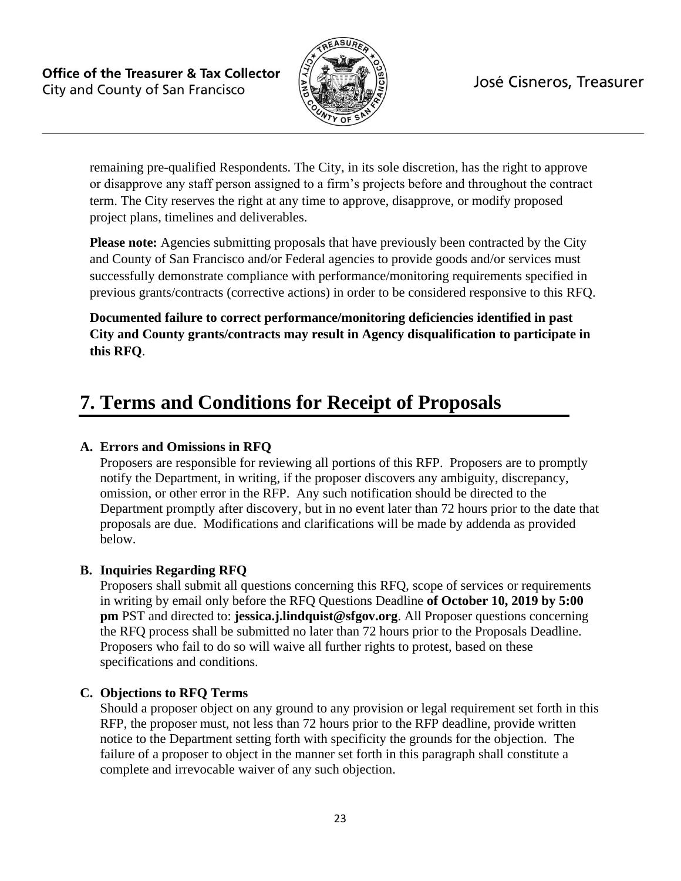remaining pre-qualified Respondents. The City, in its sole discretion, has the right to approve or disapprove any staff person assigned to a firm's projects before and throughout the contract term. The City reserves the right at any time to approve, disapprove, or modify proposed project plans, timelines and deliverables.

**Please note:** Agencies submitting proposals that have previously been contracted by the City and County of San Francisco and/or Federal agencies to provide goods and/or services must successfully demonstrate compliance with performance/monitoring requirements specified in previous grants/contracts (corrective actions) in order to be considered responsive to this RFQ.

**Documented failure to correct performance/monitoring deficiencies identified in past City and County grants/contracts may result in Agency disqualification to participate in this RFQ**.

# 7. Terms and Conditions for Receipt of Proposals

**A. Errors and Omissions in RFQ**

Proposers are responsible for reviewing all portions of this RFP. Proposers are to promptly notify the Department, in writing, if the proposer discovers any ambiguity, discrepancy, omission, or other error in the RFP. Any such notification should be directed to the Department promptly after discovery, but in no event later than 72 hours prior to the date that proposals are due. Modifications and clarifications will be made by addenda as provided below.

**B. Inquiries Regarding RFQ**

Proposers shall submit all questions concerning this RFQ, scope of services or requirements in writing by email only before the RFQ Questions Deadline **of October 10, 2019 by 5:00 pm** PST and directed to: **jessica.j.lindquist@sfgov.org**. All Proposer questions concerning the RFQ process shall be submitted no later than 72 hours prior to the Proposals Deadline. Proposers who fail to do so will waive all further rights to protest, based on these specifications and conditions.

**C. Objections to RFQ Terms**

Should a proposer object on any ground to any provision or legal requirement set forth in this RFP, the proposer must, not less than 72 hours prior to the RFP deadline, provide written notice to the Department setting forth with specificity the grounds for the objection. The failure of a proposer to object in the manner set forth in this paragraph shall constitute a complete and irrevocable waiver of any such objection.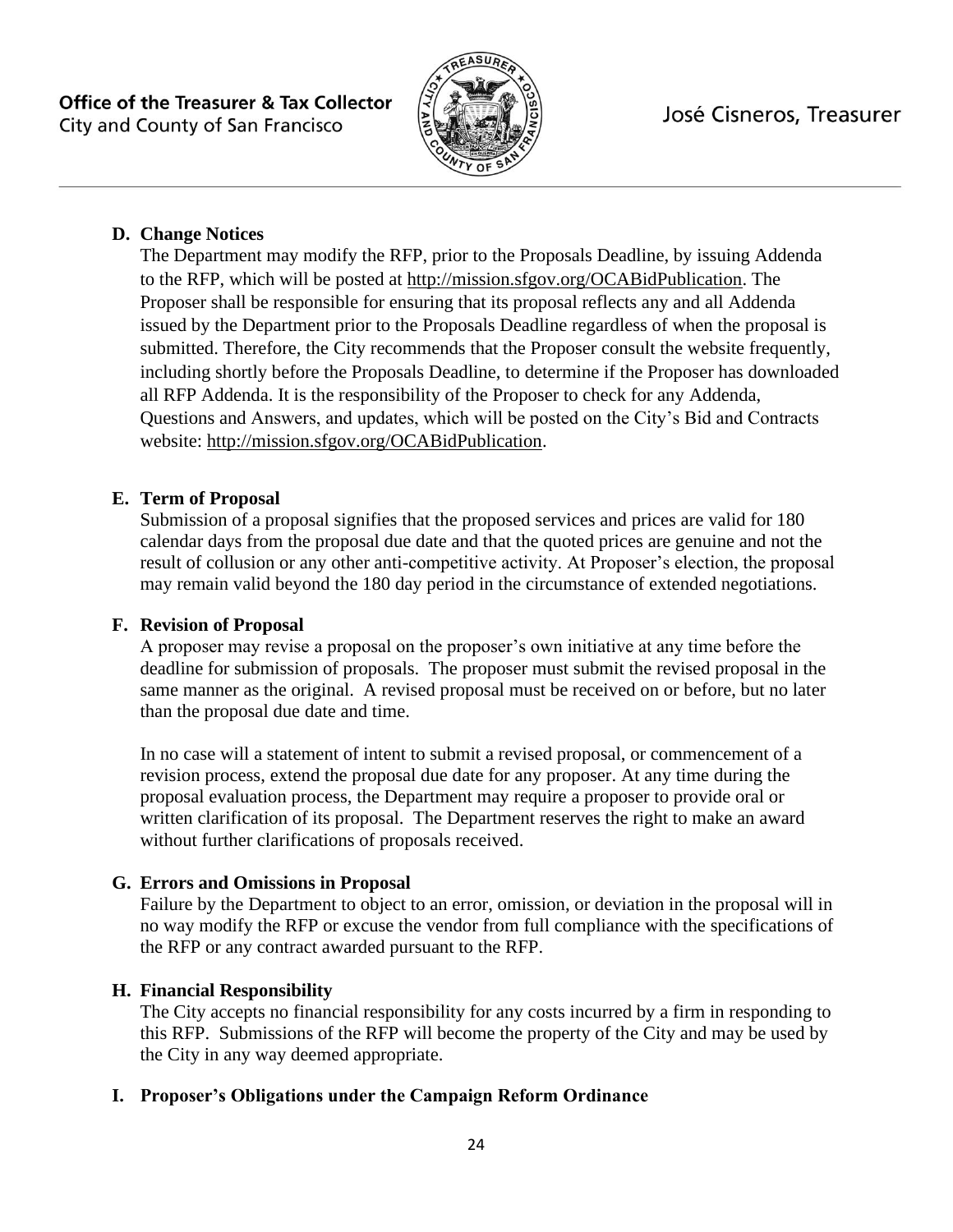**D. Change Notices**

The Department may modify the RFP, prior to the Proposals Deadline, by issuing Addenda to the RFP, which will be posted at http://mission.sfgov.org/OCABidPublication. The Proposer shall be responsible for ensuring that its proposal reflects any and all Addenda issued by the Department prior to the Proposals Deadline regardless of when the proposal is submitted. Therefore, the City recommends that the Proposer consult the website frequently, including shortly before the Proposals Deadline, to determine if the Proposer has downloaded all RFP Addenda. It is the responsibility of the Proposer to check for any Addenda, Questions and Answers, and updates, which will be posted on the City's Bid and Contracts website: http://mission.sfgov.org/OCABidPublication.

**E. Term of Proposal**

Submission of a proposal signifies that the proposed services and prices are valid for 180 calendar days from the proposal due date and that the quoted prices are genuine and not the result of collusion or any other anti-competitive activity. At Proposer's election, the proposal may remain valid beyond the 180 day period in the circumstance of extended negotiations.

**F. Revision of Proposal**

A proposer may revise a proposal on the proposer's own initiative at any time before the deadline for submission of proposals. The proposer must submit the revised proposal in the same manner as the original. A revised proposal must be received on or before, but no later than the proposal due date and time.

In no case will a statement of intent to submit a revised proposal, or commencement of a revision process, extend the proposal due date for any proposer. At any time during the proposal evaluation process, the Department may require a proposer to provide oral or written clarification of its proposal. The Department reserves the right to make an award without further clarifications of proposals received.

**G. Errors and Omissions in Proposal**

Failure by the Department to object to an error, omission, or deviation in the proposal will in no way modify the RFP or excuse the vendor from full compliance with the specifications of the RFP or any contract awarded pursuant to the RFP.

**H. Financial Responsibility**

The City accepts no financial responsibility for any costs incurred by a firm in responding to this RFP. Submissions of the RFP will become the property of the City and may be used by the City in any way deemed appropriate.

**I. Proposer's Obligations under the Campaign Reform Ordinance**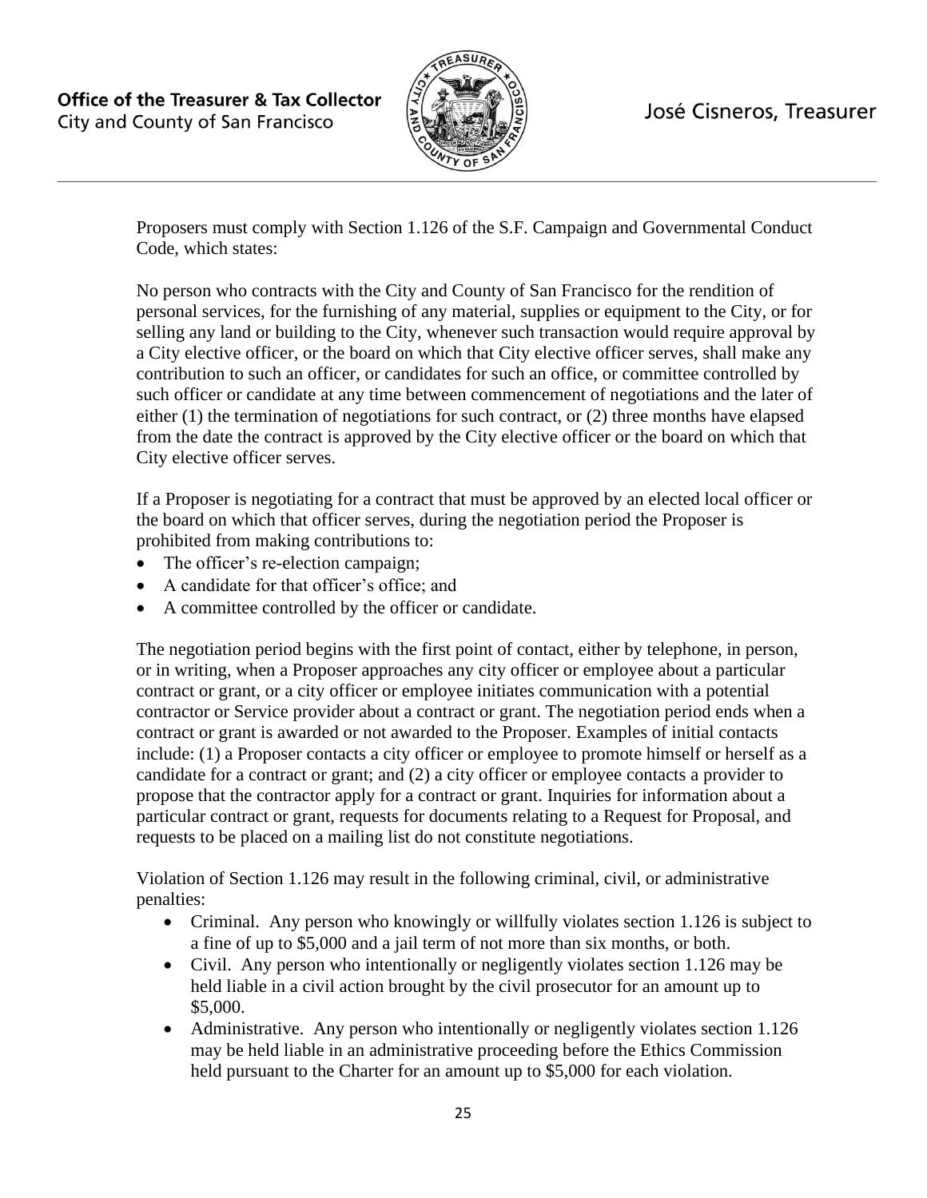Proposers must comply with Section 1.126 of the S.F. Campaign and Governmental Conduct Code, which states:

No person who contracts with the City and County of San Francisco for the rendition of personal services, for the furnishing of any material, supplies or equipment to the City, or for selling any land or building to the City, whenever such transaction would require approval by a City elective officer, or the board on which that City elective officer serves, shall make any contribution to such an officer, or candidates for such an office, or committee controlled by such officer or candidate at any time between commencement of negotiations and the later of either (1) the termination of negotiations for such contract, or (2) three months have elapsed from the date the contract is approved by the City elective officer or the board on which that City elective officer serves.

If a Proposer is negotiating for a contract that must be approved by an elected local officer or the board on which that officer serves, during the negotiation period the Proposer is prohibited from making contributions to:

- The officer's re-election campaign;
- A candidate for that officer's office; and
- A committee controlled by the officer or candidate.

The negotiation period begins with the first point of contact, either by telephone, in person, or in writing, when a Proposer approaches any city officer or employee about a particular contract or grant, or a city officer or employee initiates communication with a potential contractor or Service provider about a contract or grant. The negotiation period ends when a contract or grant is awarded or not awarded to the Proposer. Examples of initial contacts include: (1) a Proposer contacts a city officer or employee to promote himself or herself as a candidate for a contract or grant; and (2) a city officer or employee contacts a provider to propose that the contractor apply for a contract or grant. Inquiries for information about a particular contract or grant, requests for documents relating to a Request for Proposal, and requests to be placed on a mailing list do not constitute negotiations.

Violation of Section 1.126 may result in the following criminal, civil, or administrative penalties:

- Criminal. Any person who knowingly or willfully violates section 1.126 is subject to a fine of up to $5,000 and a jail term of not more than six months, or both.
- Civil. Any person who intentionally or negligently violates section 1.126 may be held liable in a civil action brought by the civil prosecutor for an amount up to $5,000.
- Administrative. Any person who intentionally or negligently violates section 1.126 may be held liable in an administrative proceeding before the Ethics Commission held pursuant to the Charter for an amount up to $5,000 for each violation.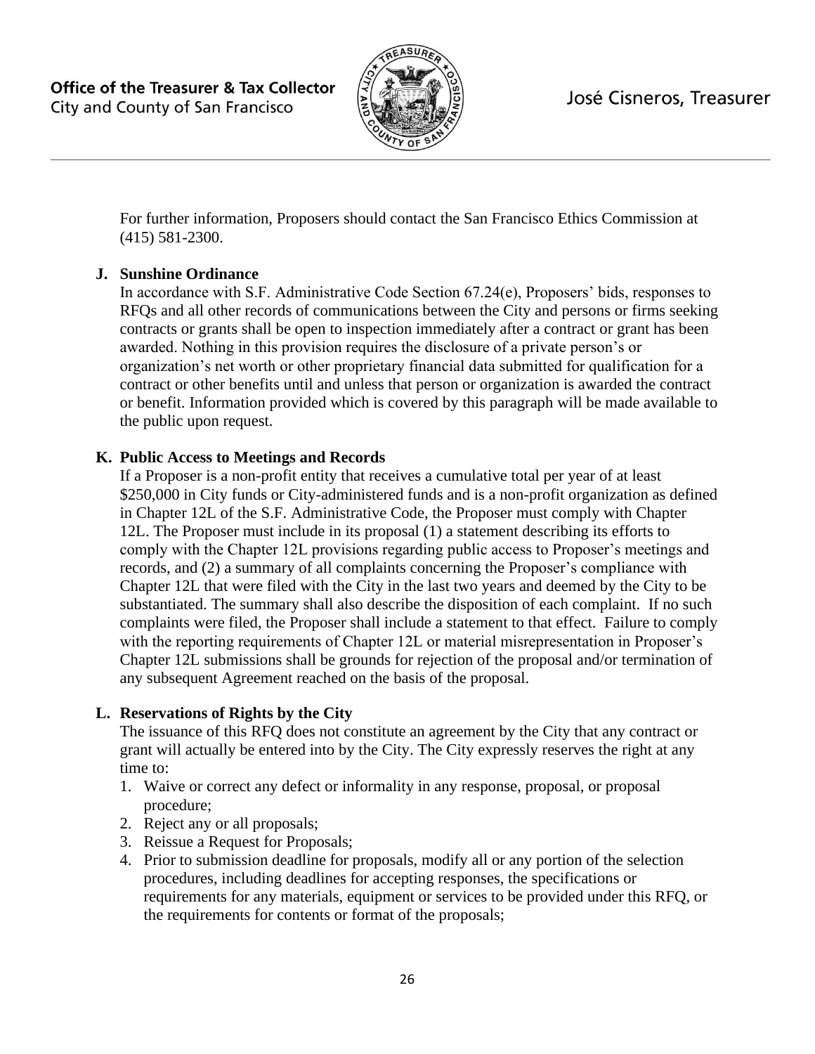For further information, Proposers should contact the San Francisco Ethics Commission at (415) 581-2300.

**J. Sunshine Ordinance**

In accordance with S.F. Administrative Code Section 67.24(e), Proposers' bids, responses to RFQs and all other records of communications between the City and persons or firms seeking contracts or grants shall be open to inspection immediately after a contract or grant has been awarded. Nothing in this provision requires the disclosure of a private person's or organization's net worth or other proprietary financial data submitted for qualification for a contract or other benefits until and unless that person or organization is awarded the contract or benefit. Information provided which is covered by this paragraph will be made available to the public upon request.

**K. Public Access to Meetings and Records**

If a Proposer is a non-profit entity that receives a cumulative total per year of at least $250,000 in City funds or City-administered funds and is a non-profit organization as defined in Chapter 12L of the S.F. Administrative Code, the Proposer must comply with Chapter 12L. The Proposer must include in its proposal (1) a statement describing its efforts to comply with the Chapter 12L provisions regarding public access to Proposer's meetings and records, and (2) a summary of all complaints concerning the Proposer's compliance with Chapter 12L that were filed with the City in the last two years and deemed by the City to be substantiated. The summary shall also describe the disposition of each complaint. If no such complaints were filed, the Proposer shall include a statement to that effect. Failure to comply with the reporting requirements of Chapter 12L or material misrepresentation in Proposer's Chapter 12L submissions shall be grounds for rejection of the proposal and/or termination of any subsequent Agreement reached on the basis of the proposal.

**L. Reservations of Rights by the City**

The issuance of this RFQ does not constitute an agreement by the City that any contract or grant will actually be entered into by the City. The City expressly reserves the right at any time to:

1. Waive or correct any defect or informality in any response, proposal, or proposal procedure;
2. Reject any or all proposals;
3. Reissue a Request for Proposals;
4. Prior to submission deadline for proposals, modify all or any portion of the selection procedures, including deadlines for accepting responses, the specifications or requirements for any materials, equipment or services to be provided under this RFQ, or the requirements for contents or format of the proposals;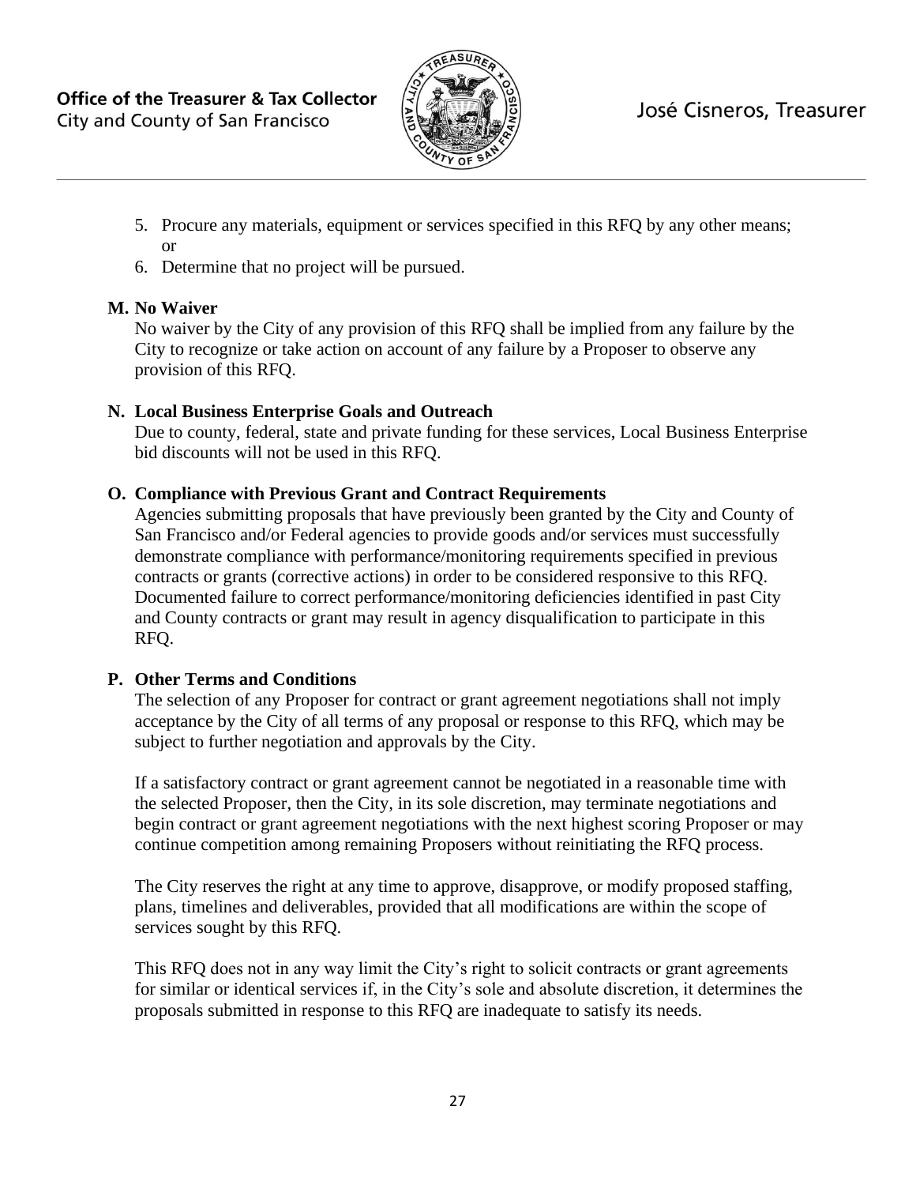5. Procure any materials, equipment or services specified in this RFQ by any other means; or
6. Determine that no project will be pursued.

**M. No Waiver**

No waiver by the City of any provision of this RFQ shall be implied from any failure by the City to recognize or take action on account of any failure by a Proposer to observe any provision of this RFQ.

**N. Local Business Enterprise Goals and Outreach**

Due to county, federal, state and private funding for these services, Local Business Enterprise bid discounts will not be used in this RFQ.

**O. Compliance with Previous Grant and Contract Requirements**

Agencies submitting proposals that have previously been granted by the City and County of San Francisco and/or Federal agencies to provide goods and/or services must successfully demonstrate compliance with performance/monitoring requirements specified in previous contracts or grants (corrective actions) in order to be considered responsive to this RFQ. Documented failure to correct performance/monitoring deficiencies identified in past City and County contracts or grant may result in agency disqualification to participate in this RFQ.

**P. Other Terms and Conditions**

The selection of any Proposer for contract or grant agreement negotiations shall not imply acceptance by the City of all terms of any proposal or response to this RFQ, which may be subject to further negotiation and approvals by the City.

If a satisfactory contract or grant agreement cannot be negotiated in a reasonable time with the selected Proposer, then the City, in its sole discretion, may terminate negotiations and begin contract or grant agreement negotiations with the next highest scoring Proposer or may continue competition among remaining Proposers without reinitiating the RFQ process.

The City reserves the right at any time to approve, disapprove, or modify proposed staffing, plans, timelines and deliverables, provided that all modifications are within the scope of services sought by this RFQ.

This RFQ does not in any way limit the City's right to solicit contracts or grant agreements for similar or identical services if, in the City's sole and absolute discretion, it determines the proposals submitted in response to this RFQ are inadequate to satisfy its needs.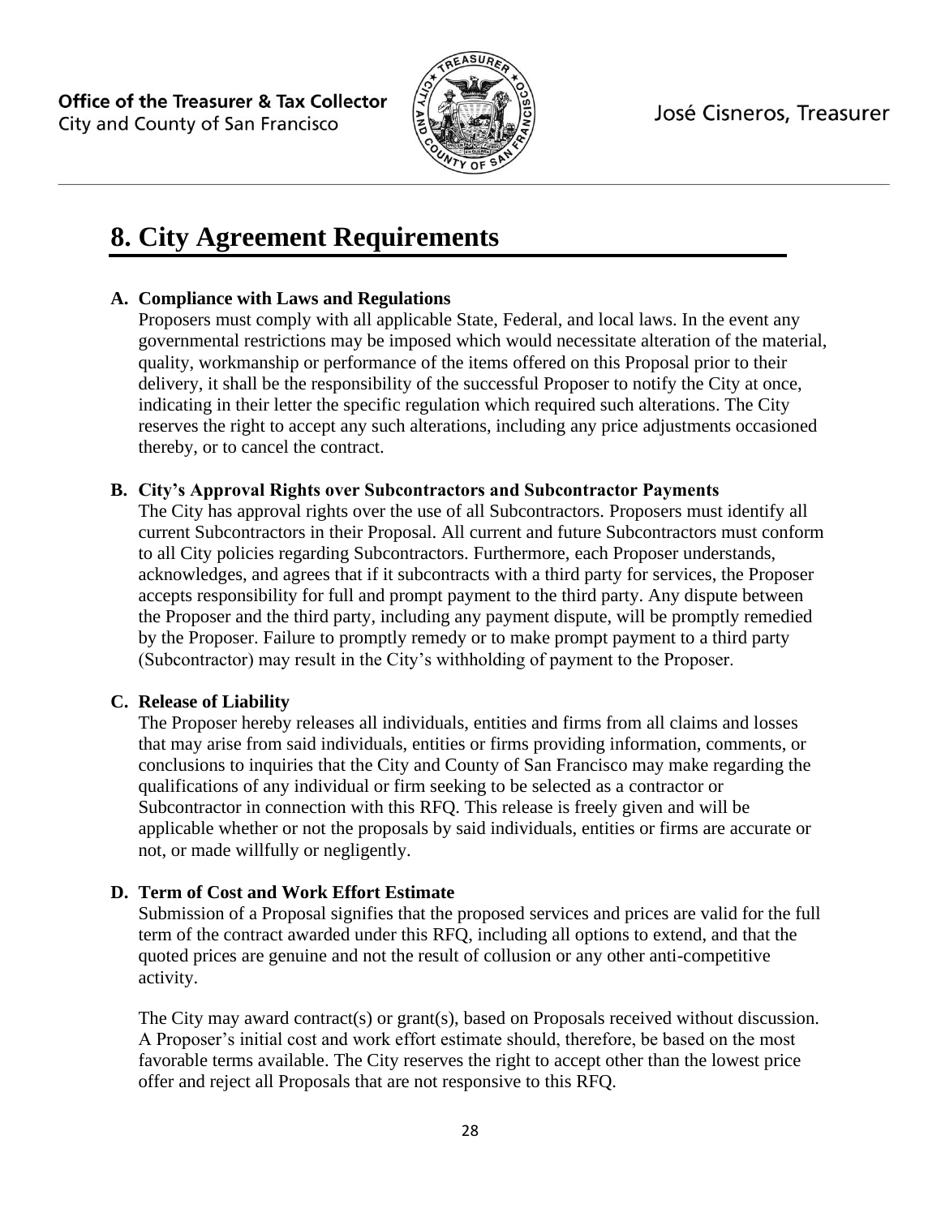# 8. City Agreement Requirements

**A. Compliance with Laws and Regulations**

Proposers must comply with all applicable State, Federal, and local laws. In the event any governmental restrictions may be imposed which would necessitate alteration of the material, quality, workmanship or performance of the items offered on this Proposal prior to their delivery, it shall be the responsibility of the successful Proposer to notify the City at once, indicating in their letter the specific regulation which required such alterations. The City reserves the right to accept any such alterations, including any price adjustments occasioned thereby, or to cancel the contract.

**B. City's Approval Rights over Subcontractors and Subcontractor Payments**

The City has approval rights over the use of all Subcontractors. Proposers must identify all current Subcontractors in their Proposal. All current and future Subcontractors must conform to all City policies regarding Subcontractors. Furthermore, each Proposer understands, acknowledges, and agrees that if it subcontracts with a third party for services, the Proposer accepts responsibility for full and prompt payment to the third party. Any dispute between the Proposer and the third party, including any payment dispute, will be promptly remedied by the Proposer. Failure to promptly remedy or to make prompt payment to a third party (Subcontractor) may result in the City's withholding of payment to the Proposer.

**C. Release of Liability**

The Proposer hereby releases all individuals, entities and firms from all claims and losses that may arise from said individuals, entities or firms providing information, comments, or conclusions to inquiries that the City and County of San Francisco may make regarding the qualifications of any individual or firm seeking to be selected as a contractor or Subcontractor in connection with this RFQ. This release is freely given and will be applicable whether or not the proposals by said individuals, entities or firms are accurate or not, or made willfully or negligently.

**D. Term of Cost and Work Effort Estimate**

Submission of a Proposal signifies that the proposed services and prices are valid for the full term of the contract awarded under this RFQ, including all options to extend, and that the quoted prices are genuine and not the result of collusion or any other anti-competitive activity.

The City may award contract(s) or grant(s), based on Proposals received without discussion. A Proposer's initial cost and work effort estimate should, therefore, be based on the most favorable terms available. The City reserves the right to accept other than the lowest price offer and reject all Proposals that are not responsive to this RFQ.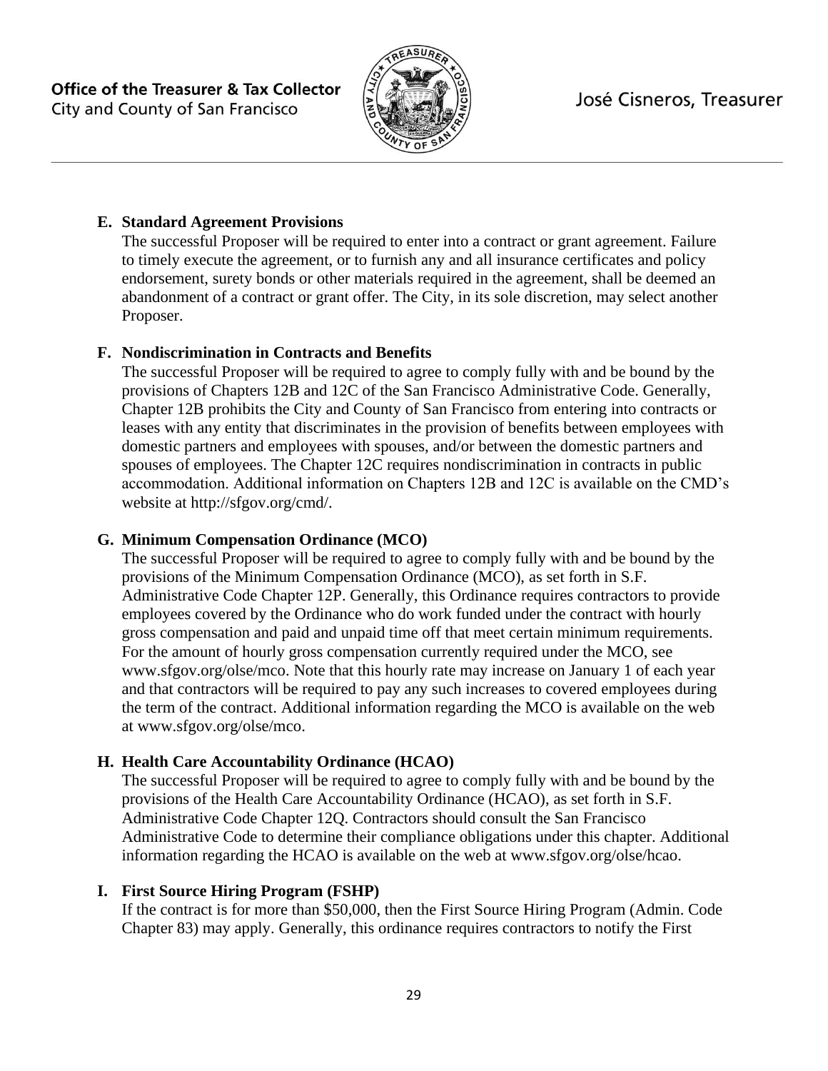**E. Standard Agreement Provisions**

The successful Proposer will be required to enter into a contract or grant agreement. Failure to timely execute the agreement, or to furnish any and all insurance certificates and policy endorsement, surety bonds or other materials required in the agreement, shall be deemed an abandonment of a contract or grant offer. The City, in its sole discretion, may select another Proposer.

**F. Nondiscrimination in Contracts and Benefits**

The successful Proposer will be required to agree to comply fully with and be bound by the provisions of Chapters 12B and 12C of the San Francisco Administrative Code. Generally, Chapter 12B prohibits the City and County of San Francisco from entering into contracts or leases with any entity that discriminates in the provision of benefits between employees with domestic partners and employees with spouses, and/or between the domestic partners and spouses of employees. The Chapter 12C requires nondiscrimination in contracts in public accommodation. Additional information on Chapters 12B and 12C is available on the CMD's website at http://sfgov.org/cmd/.

**G. Minimum Compensation Ordinance (MCO)**

The successful Proposer will be required to agree to comply fully with and be bound by the provisions of the Minimum Compensation Ordinance (MCO), as set forth in S.F. Administrative Code Chapter 12P. Generally, this Ordinance requires contractors to provide employees covered by the Ordinance who do work funded under the contract with hourly gross compensation and paid and unpaid time off that meet certain minimum requirements. For the amount of hourly gross compensation currently required under the MCO, see www.sfgov.org/olse/mco. Note that this hourly rate may increase on January 1 of each year and that contractors will be required to pay any such increases to covered employees during the term of the contract. Additional information regarding the MCO is available on the web at www.sfgov.org/olse/mco.

**H. Health Care Accountability Ordinance (HCAO)**

The successful Proposer will be required to agree to comply fully with and be bound by the provisions of the Health Care Accountability Ordinance (HCAO), as set forth in S.F. Administrative Code Chapter 12Q. Contractors should consult the San Francisco Administrative Code to determine their compliance obligations under this chapter. Additional information regarding the HCAO is available on the web at www.sfgov.org/olse/hcao.

**I. First Source Hiring Program (FSHP)**

If the contract is for more than $50,000, then the First Source Hiring Program (Admin. Code Chapter 83) may apply. Generally, this ordinance requires contractors to notify the First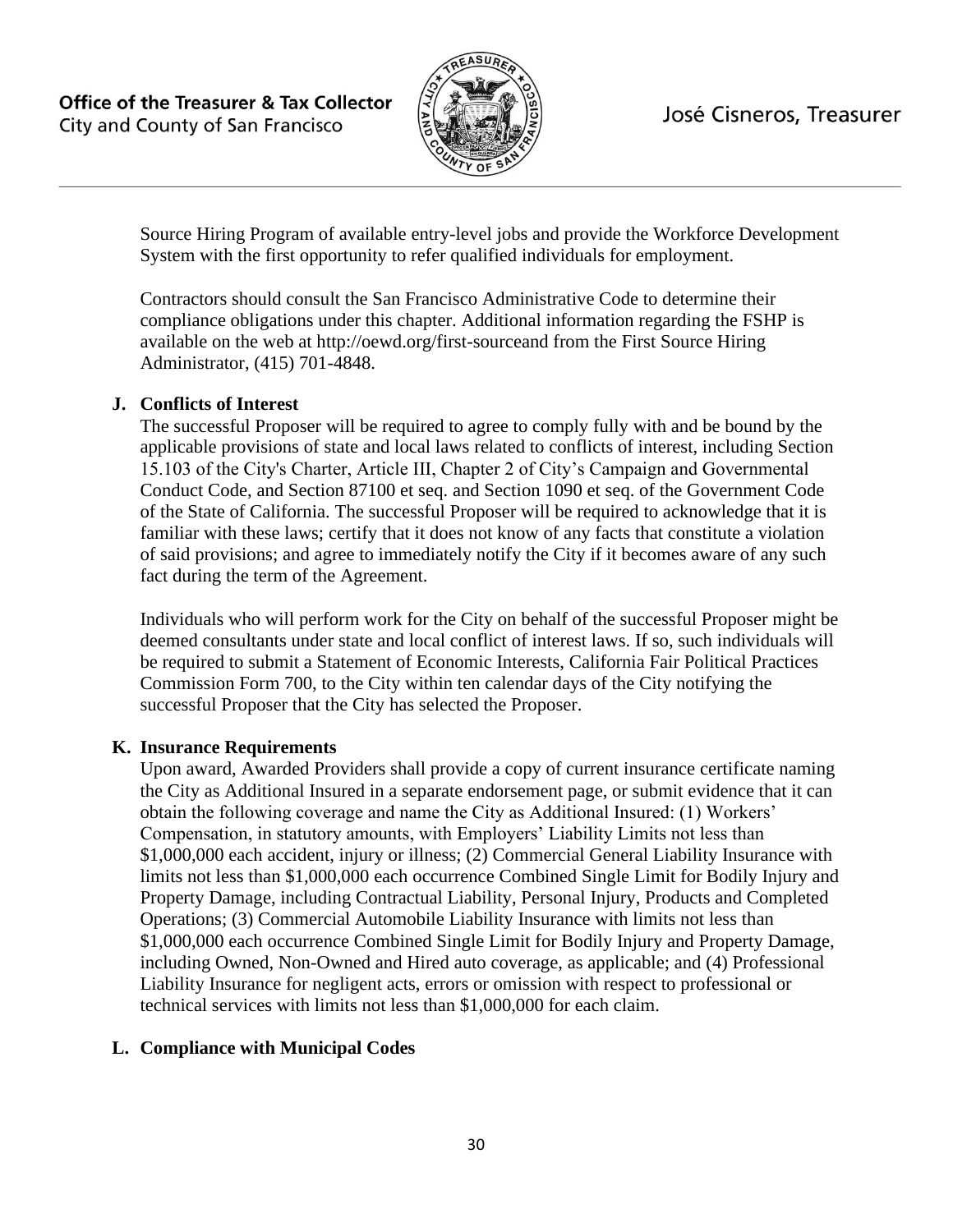Source Hiring Program of available entry-level jobs and provide the Workforce Development System with the first opportunity to refer qualified individuals for employment.

Contractors should consult the San Francisco Administrative Code to determine their compliance obligations under this chapter. Additional information regarding the FSHP is available on the web at http://oewd.org/first-sourceand from the First Source Hiring Administrator, (415) 701-4848.

**J. Conflicts of Interest**

The successful Proposer will be required to agree to comply fully with and be bound by the applicable provisions of state and local laws related to conflicts of interest, including Section 15.103 of the City's Charter, Article III, Chapter 2 of City's Campaign and Governmental Conduct Code, and Section 87100 et seq. and Section 1090 et seq. of the Government Code of the State of California. The successful Proposer will be required to acknowledge that it is familiar with these laws; certify that it does not know of any facts that constitute a violation of said provisions; and agree to immediately notify the City if it becomes aware of any such fact during the term of the Agreement.

Individuals who will perform work for the City on behalf of the successful Proposer might be deemed consultants under state and local conflict of interest laws. If so, such individuals will be required to submit a Statement of Economic Interests, California Fair Political Practices Commission Form 700, to the City within ten calendar days of the City notifying the successful Proposer that the City has selected the Proposer.

**K. Insurance Requirements**

Upon award, Awarded Providers shall provide a copy of current insurance certificate naming the City as Additional Insured in a separate endorsement page, or submit evidence that it can obtain the following coverage and name the City as Additional Insured: (1) Workers' Compensation, in statutory amounts, with Employers' Liability Limits not less than \$1,000,000 each accident, injury or illness; (2) Commercial General Liability Insurance with limits not less than \$1,000,000 each occurrence Combined Single Limit for Bodily Injury and Property Damage, including Contractual Liability, Personal Injury, Products and Completed Operations; (3) Commercial Automobile Liability Insurance with limits not less than \$1,000,000 each occurrence Combined Single Limit for Bodily Injury and Property Damage, including Owned, Non-Owned and Hired auto coverage, as applicable; and (4) Professional Liability Insurance for negligent acts, errors or omission with respect to professional or technical services with limits not less than \$1,000,000 for each claim.

**L. Compliance with Municipal Codes**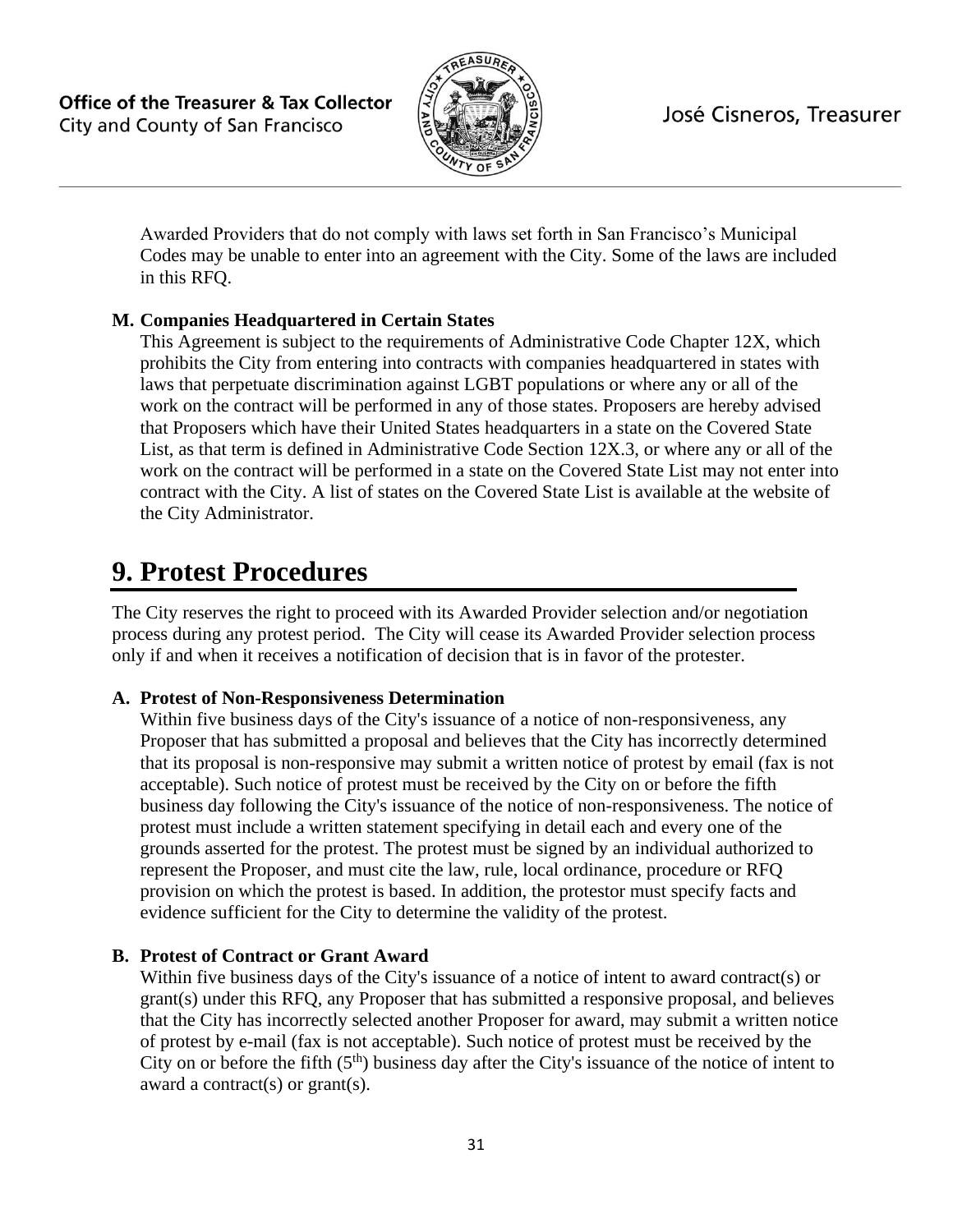Awarded Providers that do not comply with laws set forth in San Francisco's Municipal Codes may be unable to enter into an agreement with the City. Some of the laws are included in this RFQ.

**M. Companies Headquartered in Certain States**

This Agreement is subject to the requirements of Administrative Code Chapter 12X, which prohibits the City from entering into contracts with companies headquartered in states with laws that perpetuate discrimination against LGBT populations or where any or all of the work on the contract will be performed in any of those states. Proposers are hereby advised that Proposers which have their United States headquarters in a state on the Covered State List, as that term is defined in Administrative Code Section 12X.3, or where any or all of the work on the contract will be performed in a state on the Covered State List may not enter into contract with the City. A list of states on the Covered State List is available at the website of the City Administrator.

# 9. Protest Procedures

The City reserves the right to proceed with its Awarded Provider selection and/or negotiation process during any protest period. The City will cease its Awarded Provider selection process only if and when it receives a notification of decision that is in favor of the protester.

**A. Protest of Non-Responsiveness Determination**

Within five business days of the City's issuance of a notice of non-responsiveness, any Proposer that has submitted a proposal and believes that the City has incorrectly determined that its proposal is non-responsive may submit a written notice of protest by email (fax is not acceptable). Such notice of protest must be received by the City on or before the fifth business day following the City's issuance of the notice of non-responsiveness. The notice of protest must include a written statement specifying in detail each and every one of the grounds asserted for the protest. The protest must be signed by an individual authorized to represent the Proposer, and must cite the law, rule, local ordinance, procedure or RFQ provision on which the protest is based. In addition, the protestor must specify facts and evidence sufficient for the City to determine the validity of the protest.

**B. Protest of Contract or Grant Award**

Within five business days of the City's issuance of a notice of intent to award contract(s) or grant(s) under this RFQ, any Proposer that has submitted a responsive proposal, and believes that the City has incorrectly selected another Proposer for award, may submit a written notice of protest by e-mail (fax is not acceptable). Such notice of protest must be received by the City on or before the fifth (5th) business day after the City's issuance of the notice of intent to award a contract(s) or grant(s).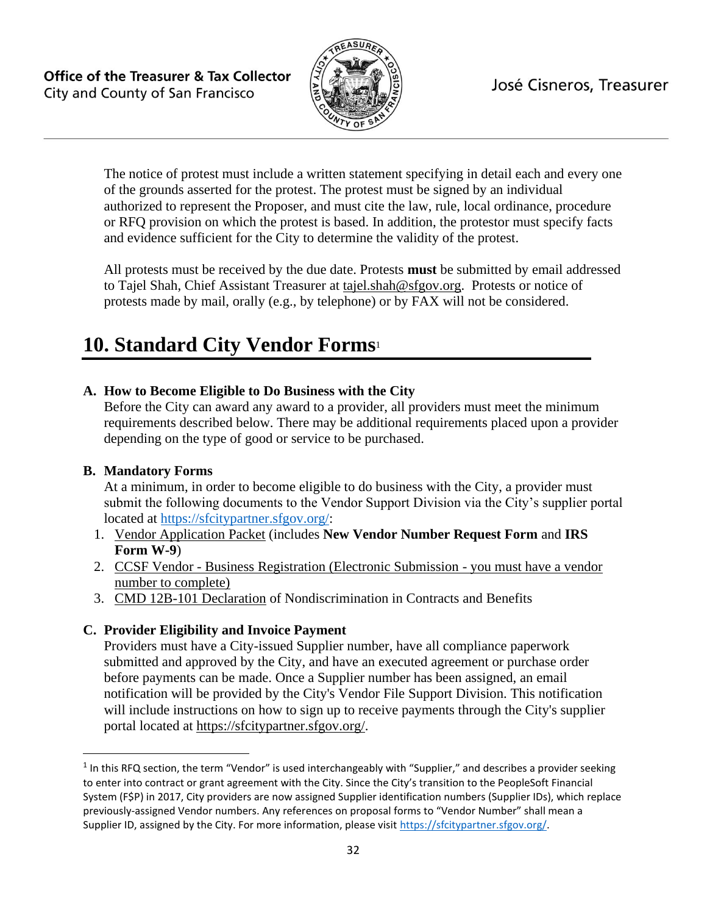The notice of protest must include a written statement specifying in detail each and every one of the grounds asserted for the protest. The protest must be signed by an individual authorized to represent the Proposer, and must cite the law, rule, local ordinance, procedure or RFQ provision on which the protest is based. In addition, the protestor must specify facts and evidence sufficient for the City to determine the validity of the protest.

All protests must be received by the due date. Protests **must** be submitted by email addressed to Tajel Shah, Chief Assistant Treasurer at tajel.shah@sfgov.org. Protests or notice of protests made by mail, orally (e.g., by telephone) or by FAX will not be considered.

# 10. Standard City Vendor Forms[1]

**A. How to Become Eligible to Do Business with the City**

Before the City can award any award to a provider, all providers must meet the minimum requirements described below. There may be additional requirements placed upon a provider depending on the type of good or service to be purchased.

**B. Mandatory Forms**

At a minimum, in order to become eligible to do business with the City, a provider must submit the following documents to the Vendor Support Division via the City's supplier portal located at https://sfcitypartner.sfgov.org/:

1. Vendor Application Packet (includes **New Vendor Number Request Form** and **IRS Form W-9**)
2. CCSF Vendor - Business Registration (Electronic Submission - you must have a vendor number to complete)
3. CMD 12B-101 Declaration of Nondiscrimination in Contracts and Benefits

**C. Provider Eligibility and Invoice Payment**

Providers must have a City-issued Supplier number, have all compliance paperwork submitted and approved by the City, and have an executed agreement or purchase order before payments can be made. Once a Supplier number has been assigned, an email notification will be provided by the City's Vendor File Support Division. This notification will include instructions on how to sign up to receive payments through the City's supplier portal located at https://sfcitypartner.sfgov.org/.

---

[1] In this RFQ section, the term "Vendor" is used interchangeably with "Supplier," and describes a provider seeking to enter into contract or grant agreement with the City. Since the City's transition to the PeopleSoft Financial System (F$P) in 2017, City providers are now assigned Supplier identification numbers (Supplier IDs), which replace previously-assigned Vendor numbers. Any references on proposal forms to "Vendor Number" shall mean a Supplier ID, assigned by the City. For more information, please visit https://sfcitypartner.sfgov.org/.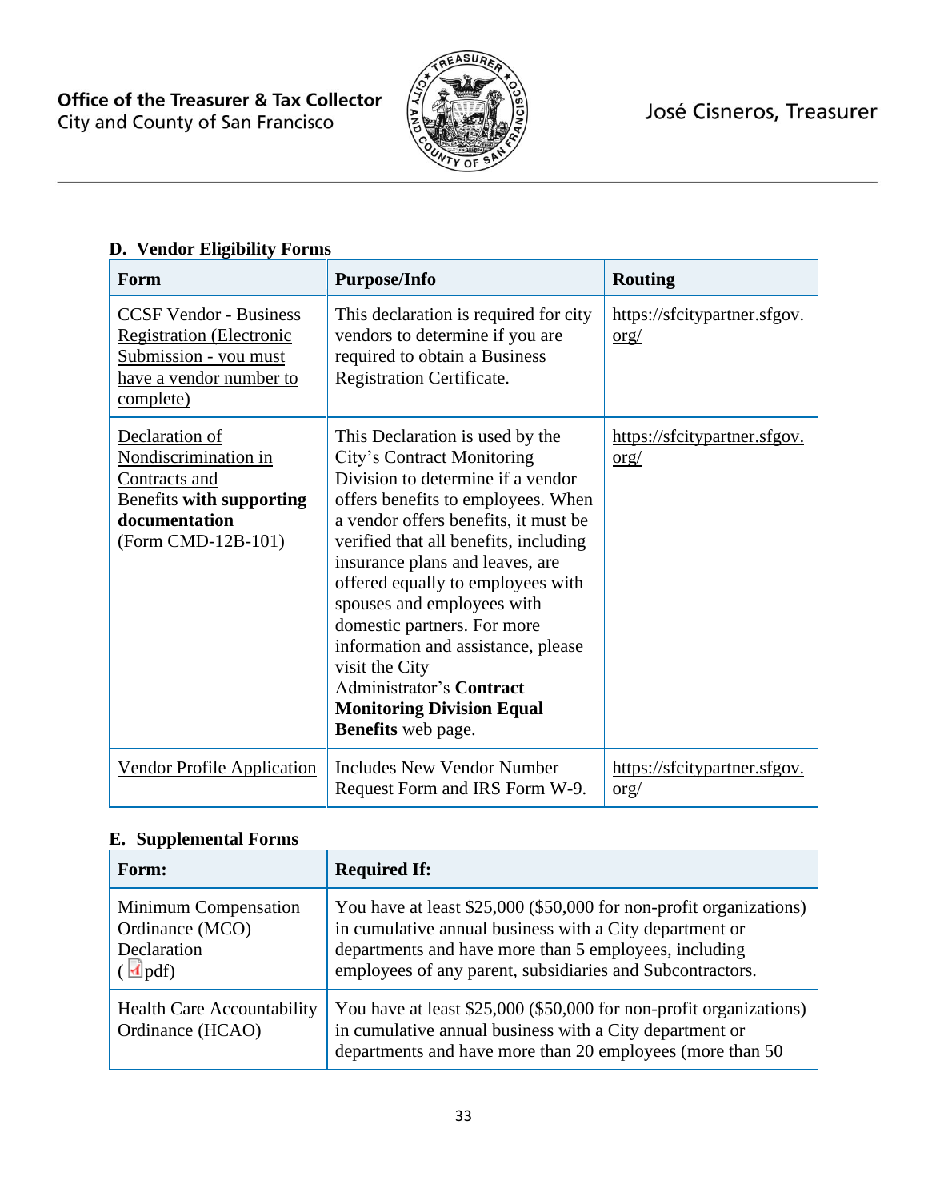### D. Vendor Eligibility Forms

| Form | Purpose/Info | Routing |
|---|---|---|
| CCSF Vendor - Business Registration (Electronic Submission - you must have a vendor number to complete) | This declaration is required for city vendors to determine if you are required to obtain a Business Registration Certificate. | https://sfcitypartner.sfgov.org/ |
| Declaration of Nondiscrimination in Contracts and Benefits **with supporting documentation** (Form CMD-12B-101) | This Declaration is used by the City's Contract Monitoring Division to determine if a vendor offers benefits to employees. When a vendor offers benefits, it must be verified that all benefits, including insurance plans and leaves, are offered equally to employees with spouses and employees with domestic partners. For more information and assistance, please visit the City Administrator's **Contract Monitoring Division Equal Benefits** web page. | https://sfcitypartner.sfgov.org/ |
| Vendor Profile Application | Includes New Vendor Number Request Form and IRS Form W-9. | https://sfcitypartner.sfgov.org/ |

### E. Supplemental Forms

| Form: | Required If: |
|---|---|
| Minimum Compensation Ordinance (MCO) Declaration (pdf) | You have at least $25,000 ($50,000 for non-profit organizations) in cumulative annual business with a City department or departments and have more than 5 employees, including employees of any parent, subsidiaries and Subcontractors. |
| Health Care Accountability Ordinance (HCAO) | You have at least $25,000 ($50,000 for non-profit organizations) in cumulative annual business with a City department or departments and have more than 20 employees (more than 50 |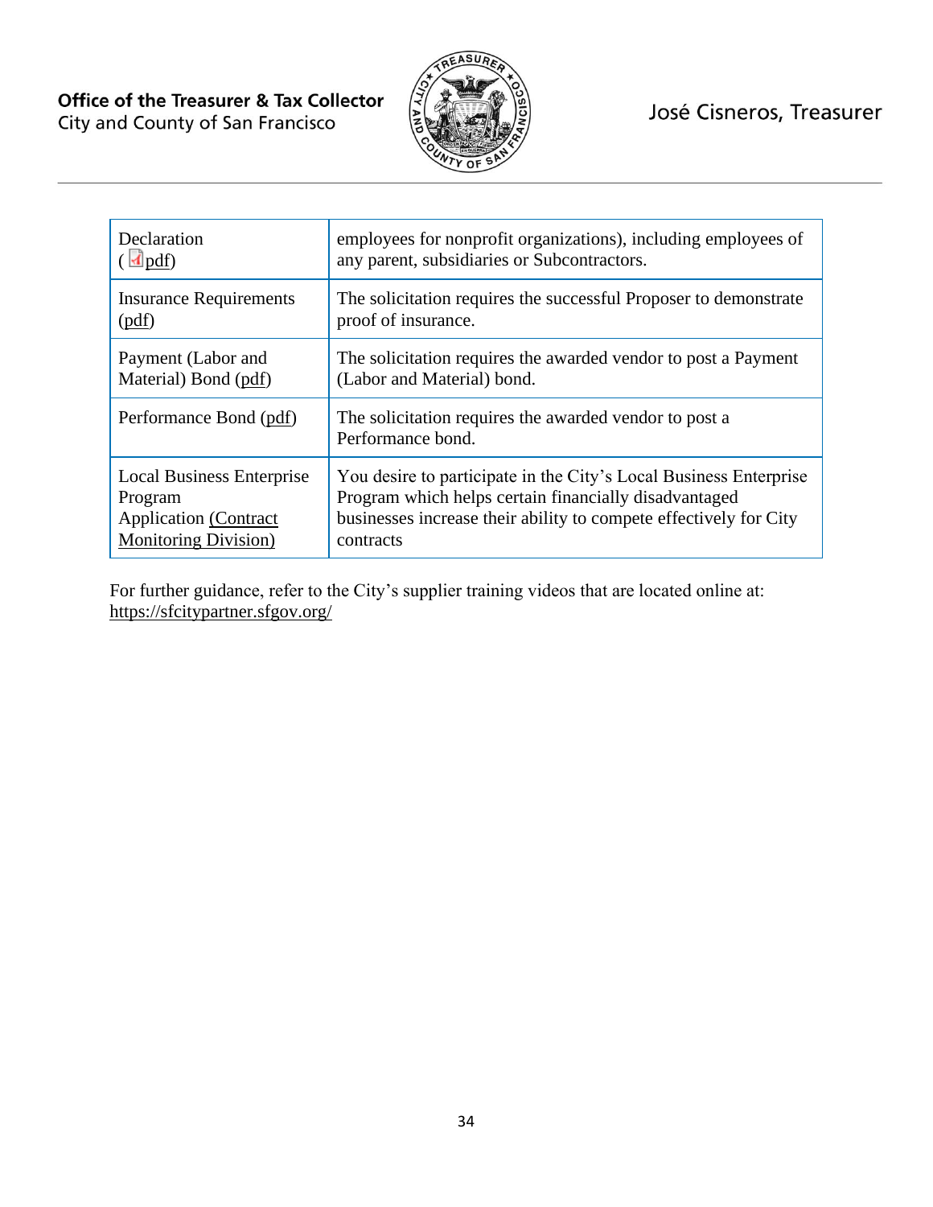| Declaration ( pdf) | employees for nonprofit organizations), including employees of any parent, subsidiaries or Subcontractors. |
|---|---|
| Insurance Requirements (pdf) | The solicitation requires the successful Proposer to demonstrate proof of insurance. |
| Payment (Labor and Material) Bond (pdf) | The solicitation requires the awarded vendor to post a Payment (Labor and Material) bond. |
| Performance Bond (pdf) | The solicitation requires the awarded vendor to post a Performance bond. |
| Local Business Enterprise Program Application (Contract Monitoring Division) | You desire to participate in the City's Local Business Enterprise Program which helps certain financially disadvantaged businesses increase their ability to compete effectively for City contracts |

For further guidance, refer to the City's supplier training videos that are located online at: https://sfcitypartner.sfgov.org/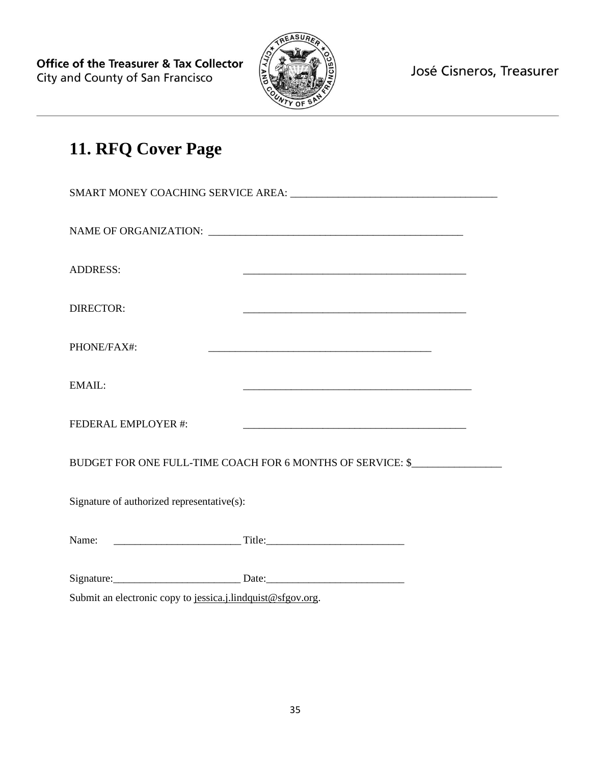Office of the Treasurer & Tax Collector
City and County of San Francisco

José Cisneros, Treasurer

# 11. RFQ Cover Page

SMART MONEY COACHING SERVICE AREA: ________________________________________

NAME OF ORGANIZATION: ________________________________________________

ADDRESS: ___________________________________________

DIRECTOR: ___________________________________________

PHONE/FAX#: ___________________________________________

EMAIL: ____________________________________________

FEDERAL EMPLOYER #: ___________________________________________

BUDGET FOR ONE FULL-TIME COACH FOR 6 MONTHS OF SERVICE: $_________________

Signature of authorized representative(s):

Name: ________________________ Title:__________________________

Signature:________________________ Date:__________________________

Submit an electronic copy to jessica.j.lindquist@sfgov.org.